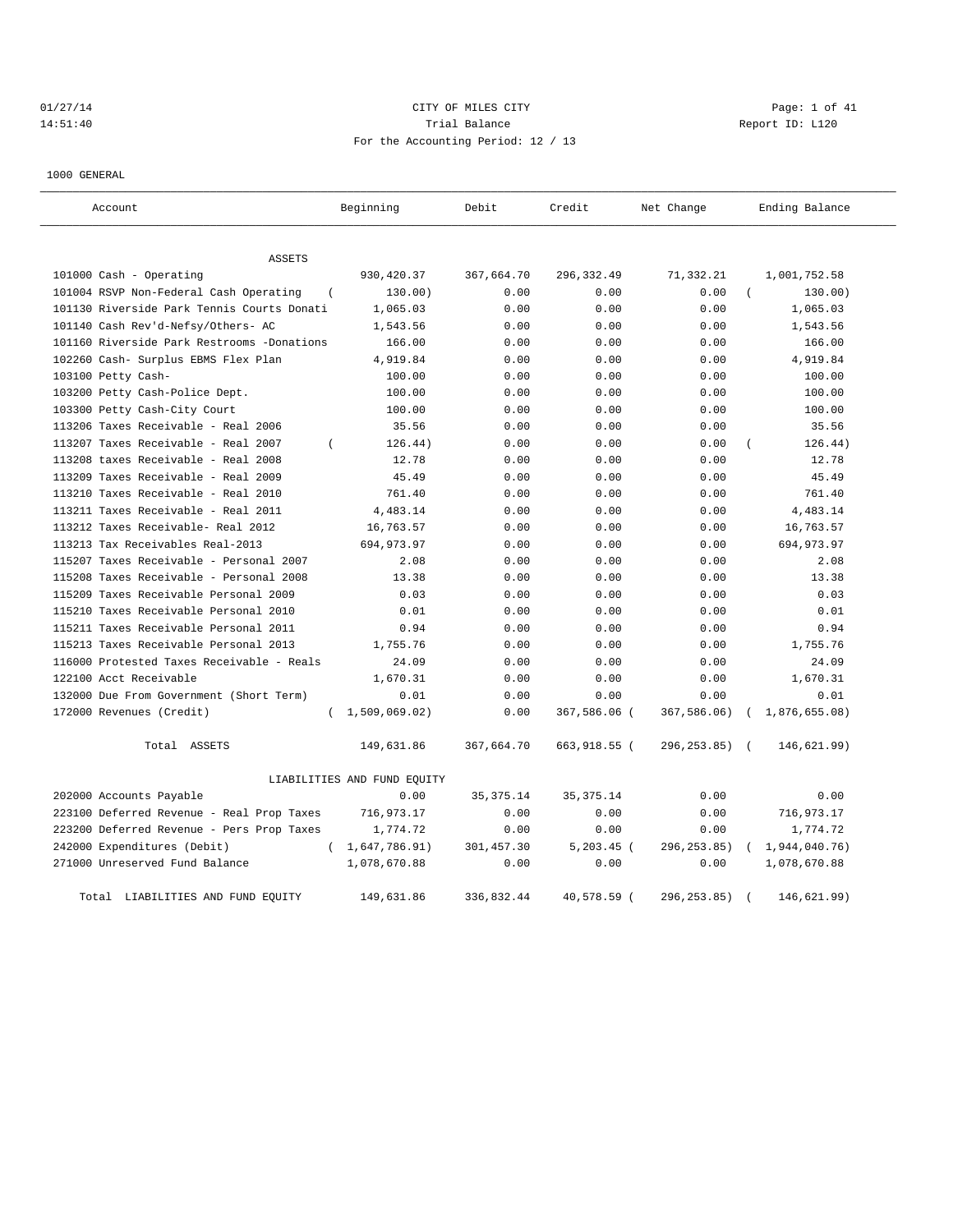CITY OF MILES CITY

Trial Balance

Report ID: L120

01/27/14
14:51:40

For the Accounting Period: 12 / 13

1000 GENERAL

| Account | Beginning | Debit | Credit | Net Change | Ending Balance |
|---|---|---|---|---|---|
| ASSETS | | | | | |
| 101000 Cash - Operating | 930,420.37 | 367,664.70 | 296,332.49 | 71,332.21 | 1,001,752.58 |
| 101004 RSVP Non-Federal Cash Operating | ( 130.00) | 0.00 | 0.00 | 0.00 | ( 130.00) |
| 101130 Riverside Park Tennis Courts Donati | 1,065.03 | 0.00 | 0.00 | 0.00 | 1,065.03 |
| 101140 Cash Rev'd-Nefsy/Others- AC | 1,543.56 | 0.00 | 0.00 | 0.00 | 1,543.56 |
| 101160 Riverside Park Restrooms -Donations | 166.00 | 0.00 | 0.00 | 0.00 | 166.00 |
| 102260 Cash- Surplus EBMS Flex Plan | 4,919.84 | 0.00 | 0.00 | 0.00 | 4,919.84 |
| 103100 Petty Cash- | 100.00 | 0.00 | 0.00 | 0.00 | 100.00 |
| 103200 Petty Cash-Police Dept. | 100.00 | 0.00 | 0.00 | 0.00 | 100.00 |
| 103300 Petty Cash-City Court | 100.00 | 0.00 | 0.00 | 0.00 | 100.00 |
| 113206 Taxes Receivable - Real 2006 | 35.56 | 0.00 | 0.00 | 0.00 | 35.56 |
| 113207 Taxes Receivable - Real 2007 | ( 126.44) | 0.00 | 0.00 | 0.00 | ( 126.44) |
| 113208 taxes Receivable - Real 2008 | 12.78 | 0.00 | 0.00 | 0.00 | 12.78 |
| 113209 Taxes Receivable - Real 2009 | 45.49 | 0.00 | 0.00 | 0.00 | 45.49 |
| 113210 Taxes Receivable - Real 2010 | 761.40 | 0.00 | 0.00 | 0.00 | 761.40 |
| 113211 Taxes Receivable - Real 2011 | 4,483.14 | 0.00 | 0.00 | 0.00 | 4,483.14 |
| 113212 Taxes Receivable- Real 2012 | 16,763.57 | 0.00 | 0.00 | 0.00 | 16,763.57 |
| 113213 Tax Receivables Real-2013 | 694,973.97 | 0.00 | 0.00 | 0.00 | 694,973.97 |
| 115207 Taxes Receivable - Personal 2007 | 2.08 | 0.00 | 0.00 | 0.00 | 2.08 |
| 115208 Taxes Receivable - Personal 2008 | 13.38 | 0.00 | 0.00 | 0.00 | 13.38 |
| 115209 Taxes Receivable Personal 2009 | 0.03 | 0.00 | 0.00 | 0.00 | 0.03 |
| 115210 Taxes Receivable Personal 2010 | 0.01 | 0.00 | 0.00 | 0.00 | 0.01 |
| 115211 Taxes Receivable Personal 2011 | 0.94 | 0.00 | 0.00 | 0.00 | 0.94 |
| 115213 Taxes Receivable Personal 2013 | 1,755.76 | 0.00 | 0.00 | 0.00 | 1,755.76 |
| 116000 Protested Taxes Receivable - Reals | 24.09 | 0.00 | 0.00 | 0.00 | 24.09 |
| 122100 Acct Receivable | 1,670.31 | 0.00 | 0.00 | 0.00 | 1,670.31 |
| 132000 Due From Government (Short Term) | 0.01 | 0.00 | 0.00 | 0.00 | 0.01 |
| 172000 Revenues (Credit) | ( 1,509,069.02) | 0.00 | 367,586.06 | ( 367,586.06) | ( 1,876,655.08) |
| Total ASSETS | 149,631.86 | 367,664.70 | 663,918.55 | ( 296,253.85) | ( 146,621.99) |
| LIABILITIES AND FUND EQUITY | | | | | |
| 202000 Accounts Payable | 0.00 | 35,375.14 | 35,375.14 | 0.00 | 0.00 |
| 223100 Deferred Revenue - Real Prop Taxes | 716,973.17 | 0.00 | 0.00 | 0.00 | 716,973.17 |
| 223200 Deferred Revenue - Pers Prop Taxes | 1,774.72 | 0.00 | 0.00 | 0.00 | 1,774.72 |
| 242000 Expenditures (Debit) | ( 1,647,786.91) | 301,457.30 | 5,203.45 | ( 296,253.85) | ( 1,944,040.76) |
| 271000 Unreserved Fund Balance | 1,078,670.88 | 0.00 | 0.00 | 0.00 | 1,078,670.88 |
| Total LIABILITIES AND FUND EQUITY | 149,631.86 | 336,832.44 | 40,578.59 | ( 296,253.85) | ( 146,621.99) |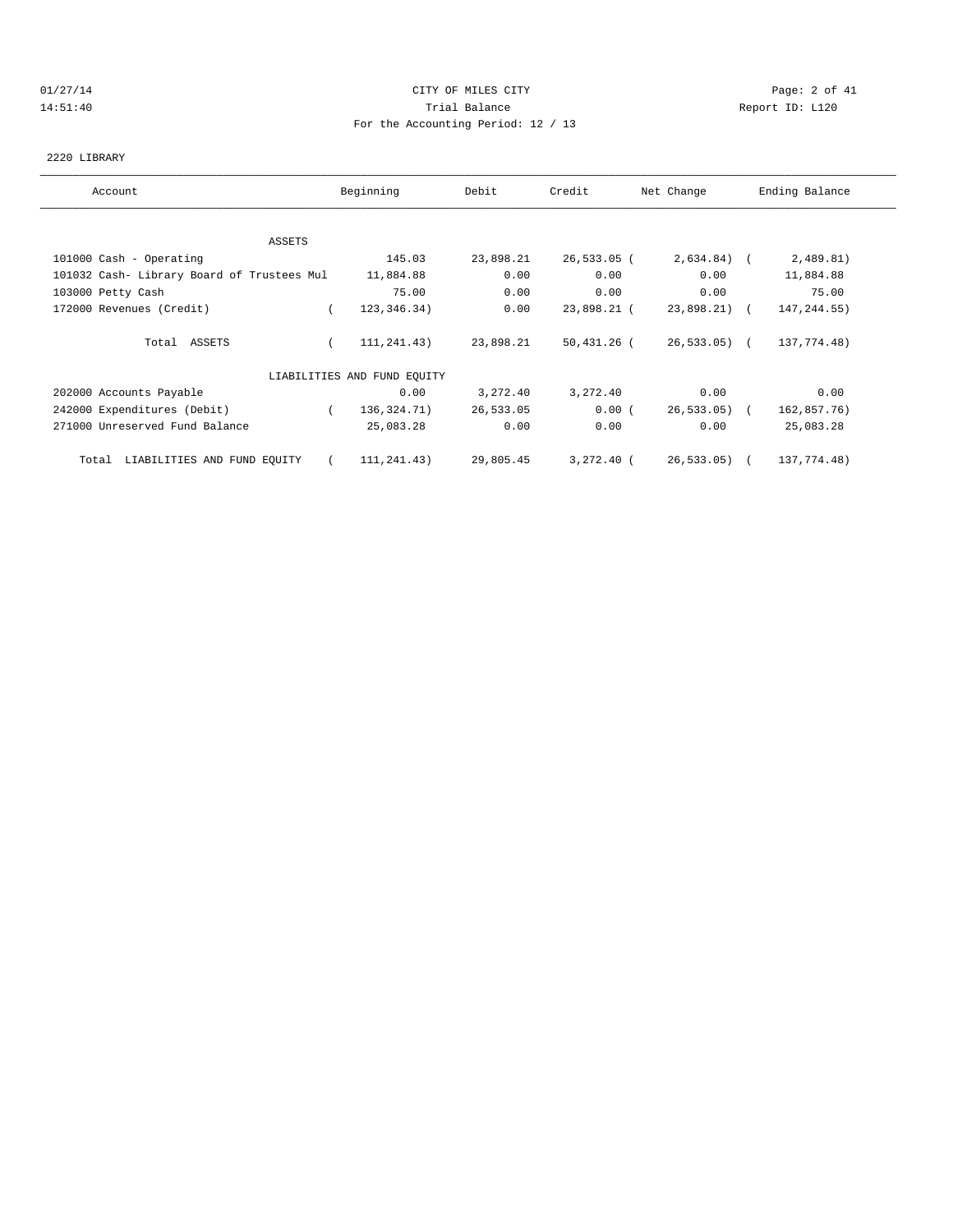CITY OF MILES CITY
Trial Balance
For the Accounting Period: 12 / 13

01/27/14
14:51:40

Report ID: L120

2220 LIBRARY

| Account | Beginning | Debit | Credit | Net Change | Ending Balance |
|---|---|---|---|---|---|
| ASSETS | | | | | |
| 101000 Cash - Operating | 145.03 | 23,898.21 | 26,533.05 | (2,634.84) | (2,489.81) |
| 101032 Cash- Library Board of Trustees Mul | 11,884.88 | 0.00 | 0.00 | 0.00 | 11,884.88 |
| 103000 Petty Cash | 75.00 | 0.00 | 0.00 | 0.00 | 75.00 |
| 172000 Revenues (Credit) | (123,346.34) | 0.00 | 23,898.21 | (23,898.21) | (147,244.55) |
| Total ASSETS | (111,241.43) | 23,898.21 | 50,431.26 | (26,533.05) | (137,774.48) |
| LIABILITIES AND FUND EQUITY | | | | | |
| 202000 Accounts Payable | 0.00 | 3,272.40 | 3,272.40 | 0.00 | 0.00 |
| 242000 Expenditures (Debit) | (136,324.71) | 26,533.05 | 0.00 | (26,533.05) | (162,857.76) |
| 271000 Unreserved Fund Balance | 25,083.28 | 0.00 | 0.00 | 0.00 | 25,083.28 |
| Total LIABILITIES AND FUND EQUITY | (111,241.43) | 29,805.45 | 3,272.40 | (26,533.05) | (137,774.48) |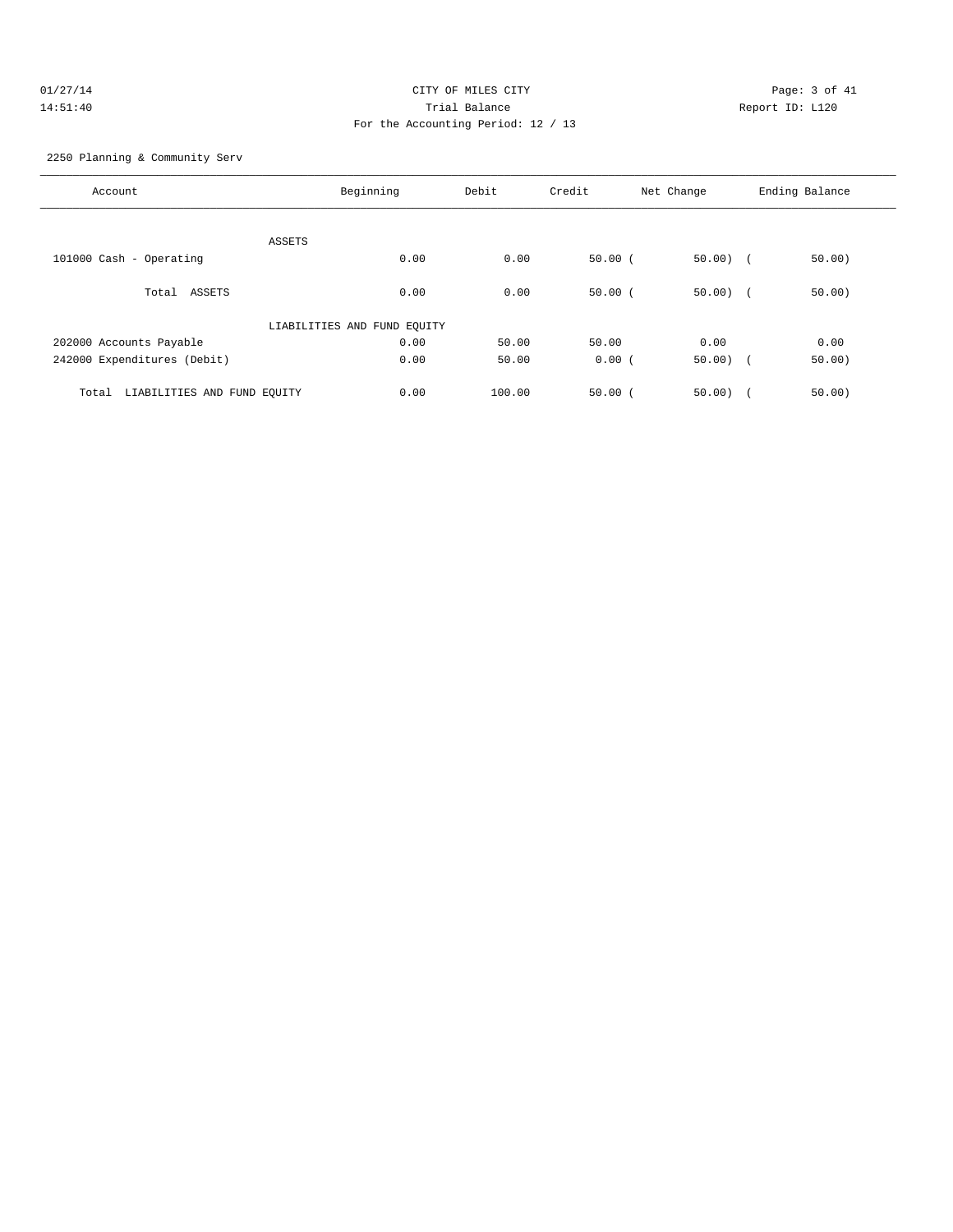CITY OF MILES CITY

Trial Balance

For the Accounting Period: 12 / 13

01/27/14 14:51:40 Report ID: L120

2250 Planning & Community Serv

| Account | Beginning | Debit | Credit | Net Change | Ending Balance |
|---|---|---|---|---|---|
| ASSETS | | | | | |
| 101000 Cash - Operating | 0.00 | 0.00 | 50.00 | ( 50.00) | ( 50.00) |
| Total ASSETS | 0.00 | 0.00 | 50.00 | ( 50.00) | ( 50.00) |
| LIABILITIES AND FUND EQUITY | | | | | |
| 202000 Accounts Payable | 0.00 | 50.00 | 50.00 | 0.00 | 0.00 |
| 242000 Expenditures (Debit) | 0.00 | 50.00 | 0.00 | ( 50.00) | ( 50.00) |
| Total LIABILITIES AND FUND EQUITY | 0.00 | 100.00 | 50.00 | ( 50.00) | ( 50.00) |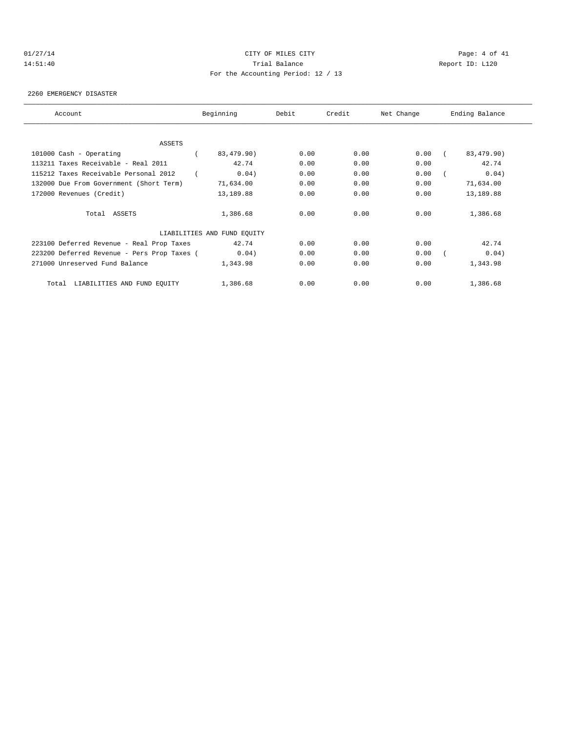CITY OF MILES CITY

Trial Balance

For the Accounting Period: 12 / 13

2260 EMERGENCY DISASTER

| Account | Beginning | Debit | Credit | Net Change | Ending Balance |
|---|---|---|---|---|---|
| ASSETS | | | | | |
| 101000 Cash - Operating | ( 83,479.90) | 0.00 | 0.00 | 0.00 | ( 83,479.90) |
| 113211 Taxes Receivable - Real 2011 | 42.74 | 0.00 | 0.00 | 0.00 | 42.74 |
| 115212 Taxes Receivable Personal 2012 | ( 0.04) | 0.00 | 0.00 | 0.00 | ( 0.04) |
| 132000 Due From Government (Short Term) | 71,634.00 | 0.00 | 0.00 | 0.00 | 71,634.00 |
| 172000 Revenues (Credit) | 13,189.88 | 0.00 | 0.00 | 0.00 | 13,189.88 |
| Total ASSETS | 1,386.68 | 0.00 | 0.00 | 0.00 | 1,386.68 |
| LIABILITIES AND FUND EQUITY | | | | | |
| 223100 Deferred Revenue - Real Prop Taxes | 42.74 | 0.00 | 0.00 | 0.00 | 42.74 |
| 223200 Deferred Revenue - Pers Prop Taxes | ( 0.04) | 0.00 | 0.00 | 0.00 | ( 0.04) |
| 271000 Unreserved Fund Balance | 1,343.98 | 0.00 | 0.00 | 0.00 | 1,343.98 |
| Total LIABILITIES AND FUND EQUITY | 1,386.68 | 0.00 | 0.00 | 0.00 | 1,386.68 |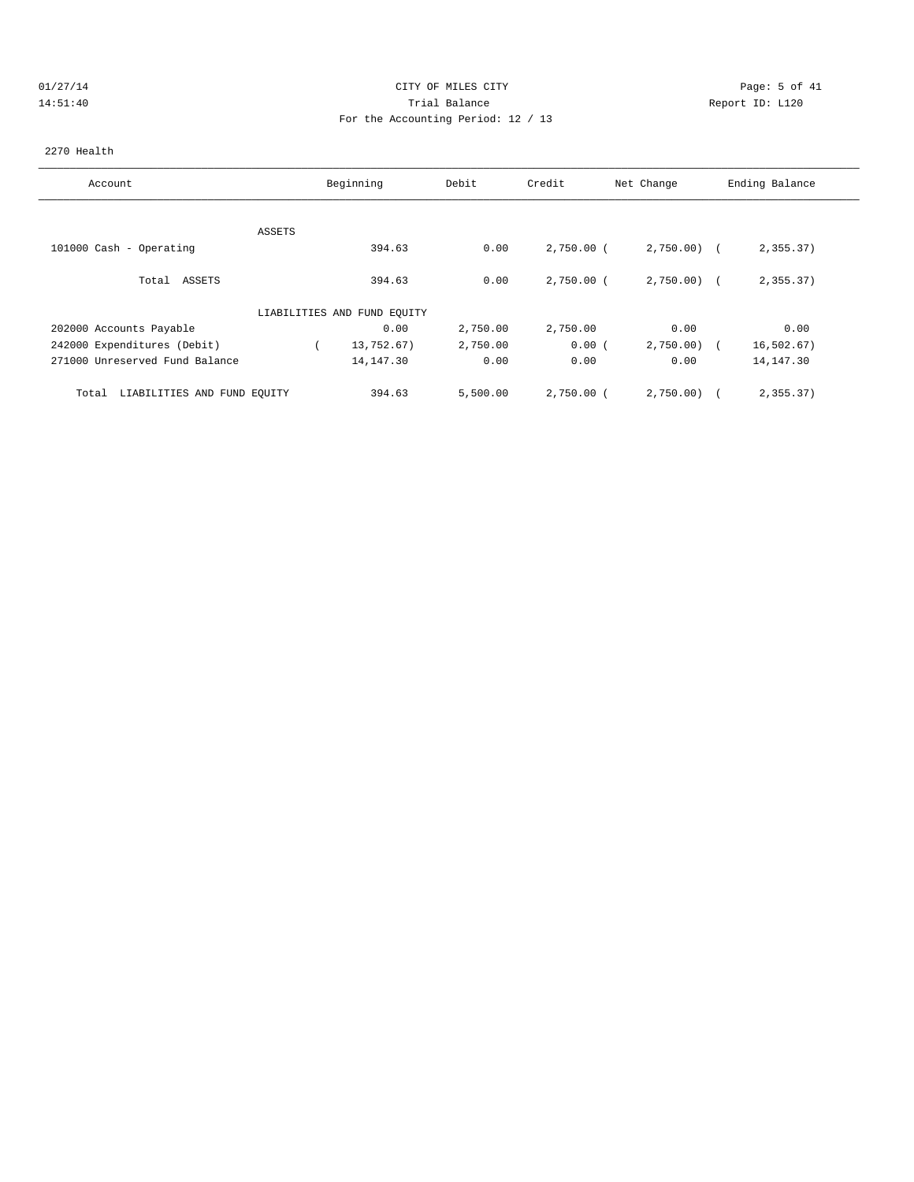CITY OF MILES CITY

Trial Balance

For the Accounting Period: 12 / 13

01/27/14
14:51:40

Report ID: L120

2270 Health

| Account | Beginning | Debit | Credit | Net Change | Ending Balance |
|---|---|---|---|---|---|
| **ASSETS** | | | | | |
| 101000 Cash - Operating | 394.63 | 0.00 | 2,750.00 | (2,750.00) | (2,355.37) |
| Total ASSETS | 394.63 | 0.00 | 2,750.00 | (2,750.00) | (2,355.37) |
| **LIABILITIES AND FUND EQUITY** | | | | | |
| 202000 Accounts Payable | 0.00 | 2,750.00 | 2,750.00 | 0.00 | 0.00 |
| 242000 Expenditures (Debit) | (13,752.67) | 2,750.00 | 0.00 | (2,750.00) | (16,502.67) |
| 271000 Unreserved Fund Balance | 14,147.30 | 0.00 | 0.00 | 0.00 | 14,147.30 |
| Total LIABILITIES AND FUND EQUITY | 394.63 | 5,500.00 | 2,750.00 | (2,750.00) | (2,355.37) |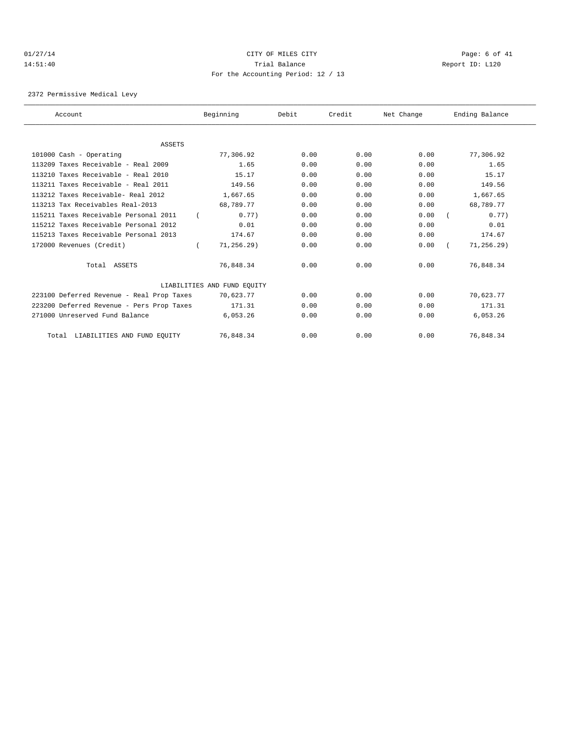CITY OF MILES CITY
Trial Balance
For the Accounting Period: 12 / 13

01/27/14
14:51:40

Report ID: L120

2372 Permissive Medical Levy

| Account | Beginning | Debit | Credit | Net Change | Ending Balance |
|---|---|---|---|---|---|
| ASSETS | | | | | |
| 101000 Cash - Operating | 77,306.92 | 0.00 | 0.00 | 0.00 | 77,306.92 |
| 113209 Taxes Receivable - Real 2009 | 1.65 | 0.00 | 0.00 | 0.00 | 1.65 |
| 113210 Taxes Receivable - Real 2010 | 15.17 | 0.00 | 0.00 | 0.00 | 15.17 |
| 113211 Taxes Receivable - Real 2011 | 149.56 | 0.00 | 0.00 | 0.00 | 149.56 |
| 113212 Taxes Receivable- Real 2012 | 1,667.65 | 0.00 | 0.00 | 0.00 | 1,667.65 |
| 113213 Tax Receivables Real-2013 | 68,789.77 | 0.00 | 0.00 | 0.00 | 68,789.77 |
| 115211 Taxes Receivable Personal 2011 | ( 0.77) | 0.00 | 0.00 | 0.00 | ( 0.77) |
| 115212 Taxes Receivable Personal 2012 | 0.01 | 0.00 | 0.00 | 0.00 | 0.01 |
| 115213 Taxes Receivable Personal 2013 | 174.67 | 0.00 | 0.00 | 0.00 | 174.67 |
| 172000 Revenues (Credit) | ( 71,256.29) | 0.00 | 0.00 | 0.00 | ( 71,256.29) |
| Total ASSETS | 76,848.34 | 0.00 | 0.00 | 0.00 | 76,848.34 |
| LIABILITIES AND FUND EQUITY | | | | | |
| 223100 Deferred Revenue - Real Prop Taxes | 70,623.77 | 0.00 | 0.00 | 0.00 | 70,623.77 |
| 223200 Deferred Revenue - Pers Prop Taxes | 171.31 | 0.00 | 0.00 | 0.00 | 171.31 |
| 271000 Unreserved Fund Balance | 6,053.26 | 0.00 | 0.00 | 0.00 | 6,053.26 |
| Total LIABILITIES AND FUND EQUITY | 76,848.34 | 0.00 | 0.00 | 0.00 | 76,848.34 |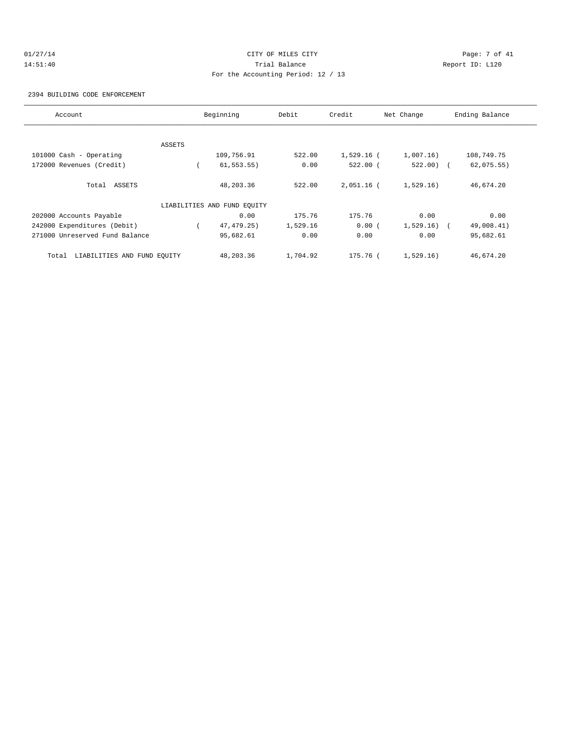CITY OF MILES CITY
Trial Balance
For the Accounting Period: 12 / 13

01/27/14
14:51:40

Report ID: L120

2394 BUILDING CODE ENFORCEMENT

| Account | Beginning | Debit | Credit | Net Change | Ending Balance |
|---|---|---|---|---|---|
| ASSETS | | | | | |
| 101000 Cash - Operating | 109,756.91 | 522.00 | 1,529.16 | ( 1,007.16) | 108,749.75 |
| 172000 Revenues (Credit) | ( 61,553.55) | 0.00 | 522.00 | ( 522.00) | ( 62,075.55) |
| Total ASSETS | 48,203.36 | 522.00 | 2,051.16 | ( 1,529.16) | 46,674.20 |
| LIABILITIES AND FUND EQUITY | | | | | |
| 202000 Accounts Payable | 0.00 | 175.76 | 175.76 | 0.00 | 0.00 |
| 242000 Expenditures (Debit) | ( 47,479.25) | 1,529.16 | 0.00 | ( 1,529.16) | ( 49,008.41) |
| 271000 Unreserved Fund Balance | 95,682.61 | 0.00 | 0.00 | 0.00 | 95,682.61 |
| Total LIABILITIES AND FUND EQUITY | 48,203.36 | 1,704.92 | 175.76 | ( 1,529.16) | 46,674.20 |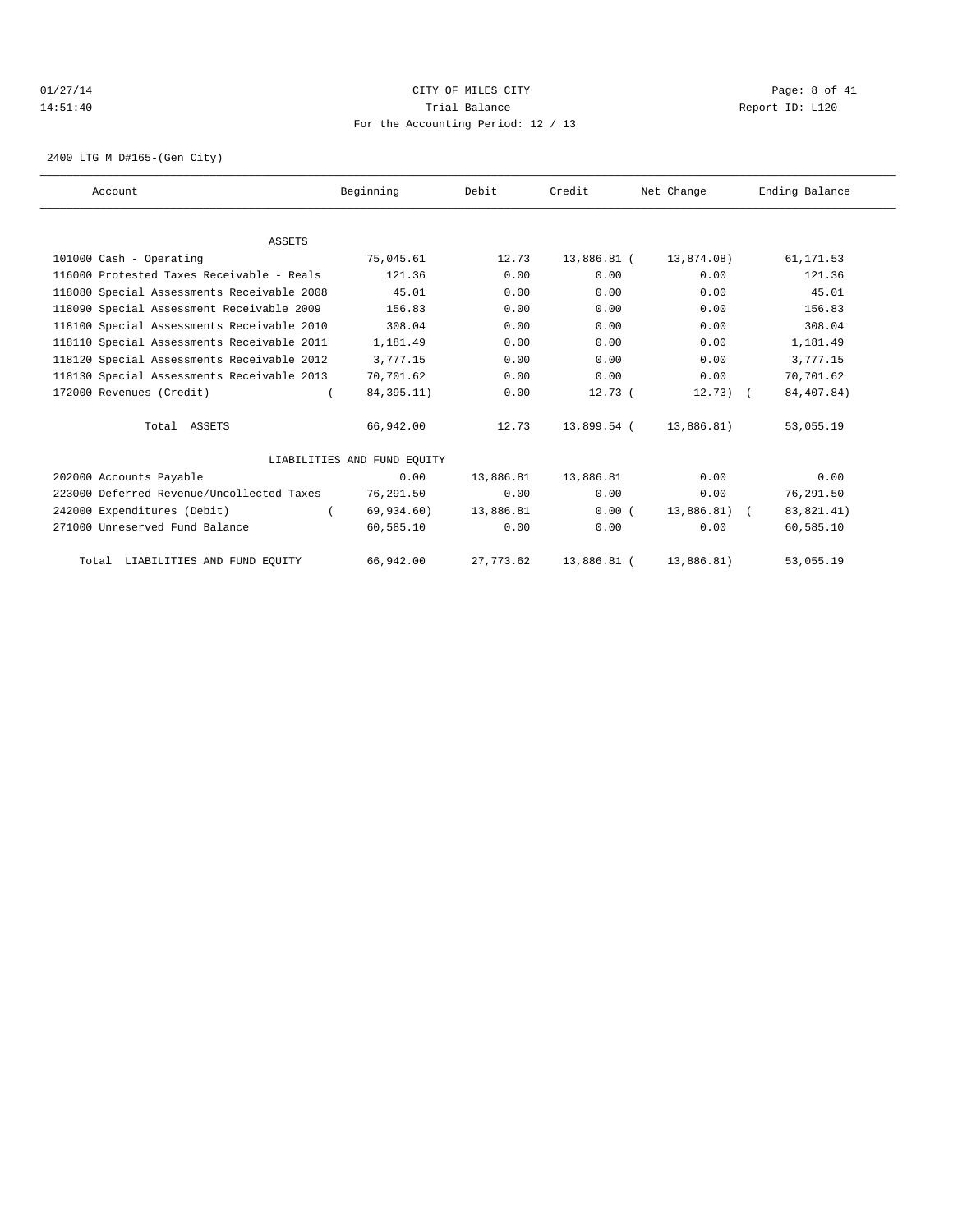CITY OF MILES CITY
Trial Balance
For the Accounting Period: 12 / 13

01/27/14
14:51:40

Report ID: L120

2400 LTG M D#165-(Gen City)

| Account | Beginning | Debit | Credit | Net Change | Ending Balance |
|---|---|---|---|---|---|
| ASSETS | | | | | |
| 101000 Cash - Operating | 75,045.61 | 12.73 | 13,886.81 | ( 13,874.08) | 61,171.53 |
| 116000 Protested Taxes Receivable - Reals | 121.36 | 0.00 | 0.00 | 0.00 | 121.36 |
| 118080 Special Assessments Receivable 2008 | 45.01 | 0.00 | 0.00 | 0.00 | 45.01 |
| 118090 Special Assessment Receivable 2009 | 156.83 | 0.00 | 0.00 | 0.00 | 156.83 |
| 118100 Special Assessments Receivable 2010 | 308.04 | 0.00 | 0.00 | 0.00 | 308.04 |
| 118110 Special Assessments Receivable 2011 | 1,181.49 | 0.00 | 0.00 | 0.00 | 1,181.49 |
| 118120 Special Assessments Receivable 2012 | 3,777.15 | 0.00 | 0.00 | 0.00 | 3,777.15 |
| 118130 Special Assessments Receivable 2013 | 70,701.62 | 0.00 | 0.00 | 0.00 | 70,701.62 |
| 172000 Revenues (Credit) | ( 84,395.11) | 0.00 | 12.73 | ( 12.73) | ( 84,407.84) |
| Total ASSETS | 66,942.00 | 12.73 | 13,899.54 | ( 13,886.81) | 53,055.19 |
| LIABILITIES AND FUND EQUITY | | | | | |
| 202000 Accounts Payable | 0.00 | 13,886.81 | 13,886.81 | 0.00 | 0.00 |
| 223000 Deferred Revenue/Uncollected Taxes | 76,291.50 | 0.00 | 0.00 | 0.00 | 76,291.50 |
| 242000 Expenditures (Debit) | ( 69,934.60) | 13,886.81 | 0.00 | ( 13,886.81) | ( 83,821.41) |
| 271000 Unreserved Fund Balance | 60,585.10 | 0.00 | 0.00 | 0.00 | 60,585.10 |
| Total LIABILITIES AND FUND EQUITY | 66,942.00 | 27,773.62 | 13,886.81 | ( 13,886.81) | 53,055.19 |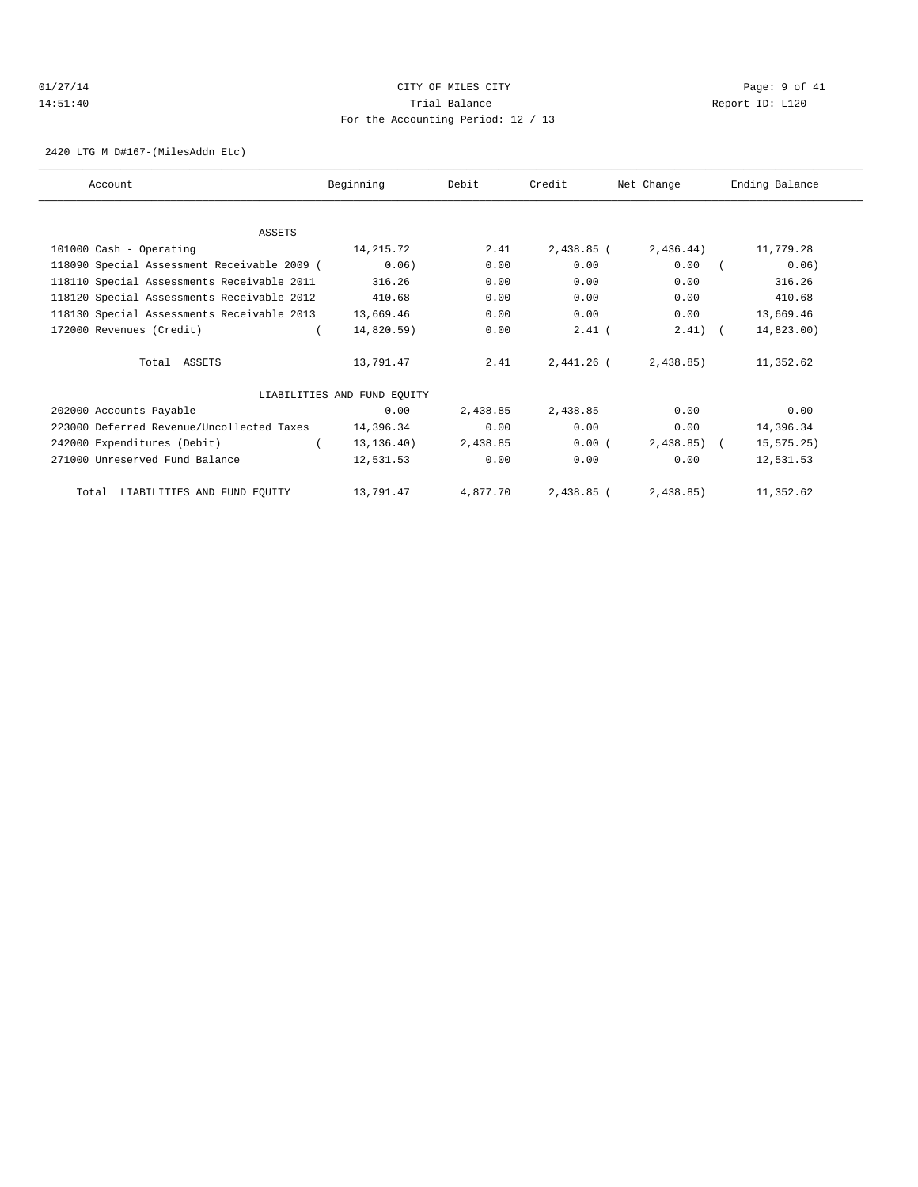CITY OF MILES CITY

Trial Balance

For the Accounting Period: 12 / 13

01/27/14 14:51:40 Report ID: L120

2420 LTG M D#167-(MilesAddn Etc)

| Account | Beginning | Debit | Credit | Net Change | Ending Balance |
|---|---|---|---|---|---|
| ASSETS | | | | | |
| 101000 Cash - Operating | 14,215.72 | 2.41 | 2,438.85 | ( 2,436.44) | 11,779.28 |
| 118090 Special Assessment Receivable 2009 | ( 0.06) | 0.00 | 0.00 | 0.00 | ( 0.06) |
| 118110 Special Assessments Receivable 2011 | 316.26 | 0.00 | 0.00 | 0.00 | 316.26 |
| 118120 Special Assessments Receivable 2012 | 410.68 | 0.00 | 0.00 | 0.00 | 410.68 |
| 118130 Special Assessments Receivable 2013 | 13,669.46 | 0.00 | 0.00 | 0.00 | 13,669.46 |
| 172000 Revenues (Credit) | ( 14,820.59) | 0.00 | 2.41 | ( 2.41) | ( 14,823.00) |
| Total ASSETS | 13,791.47 | 2.41 | 2,441.26 | ( 2,438.85) | 11,352.62 |
| LIABILITIES AND FUND EQUITY | | | | | |
| 202000 Accounts Payable | 0.00 | 2,438.85 | 2,438.85 | 0.00 | 0.00 |
| 223000 Deferred Revenue/Uncollected Taxes | 14,396.34 | 0.00 | 0.00 | 0.00 | 14,396.34 |
| 242000 Expenditures (Debit) | ( 13,136.40) | 2,438.85 | 0.00 | ( 2,438.85) | ( 15,575.25) |
| 271000 Unreserved Fund Balance | 12,531.53 | 0.00 | 0.00 | 0.00 | 12,531.53 |
| Total LIABILITIES AND FUND EQUITY | 13,791.47 | 4,877.70 | 2,438.85 | ( 2,438.85) | 11,352.62 |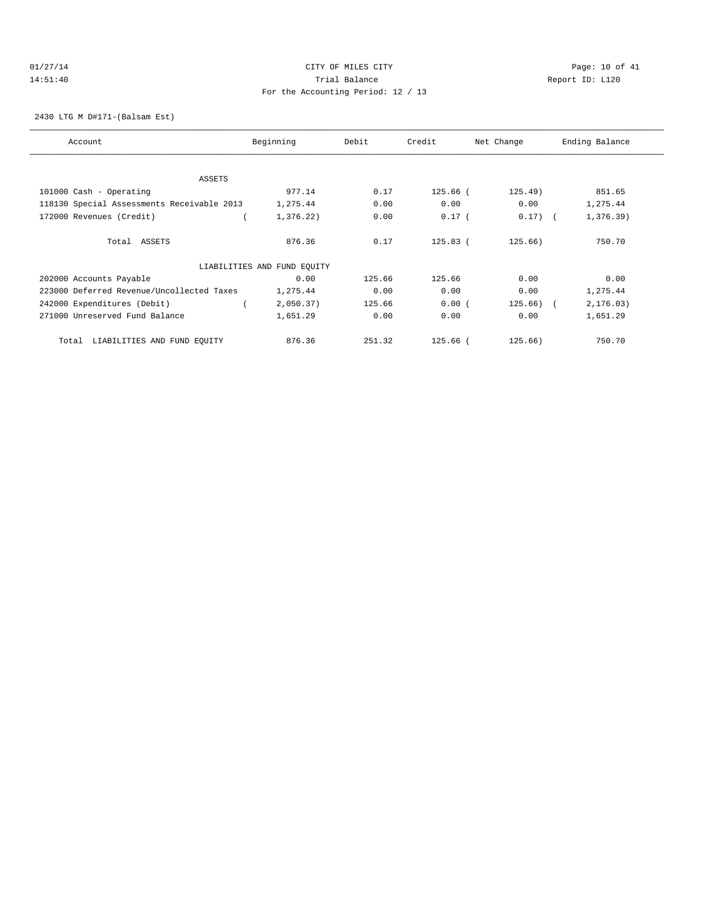CITY OF MILES CITY
Trial Balance
For the Accounting Period: 12 / 13

2430 LTG M D#171-(Balsam Est)

| Account | Beginning | Debit | Credit | Net Change | Ending Balance |
|---|---|---|---|---|---|
| ASSETS | | | | | |
| 101000 Cash - Operating | 977.14 | 0.17 | 125.66 | ( 125.49) | 851.65 |
| 118130 Special Assessments Receivable 2013 | 1,275.44 | 0.00 | 0.00 | 0.00 | 1,275.44 |
| 172000 Revenues (Credit) | ( 1,376.22) | 0.00 | 0.17 | ( 0.17) | ( 1,376.39) |
| Total ASSETS | 876.36 | 0.17 | 125.83 | ( 125.66) | 750.70 |
| LIABILITIES AND FUND EQUITY | | | | | |
| 202000 Accounts Payable | 0.00 | 125.66 | 125.66 | 0.00 | 0.00 |
| 223000 Deferred Revenue/Uncollected Taxes | 1,275.44 | 0.00 | 0.00 | 0.00 | 1,275.44 |
| 242000 Expenditures (Debit) | ( 2,050.37) | 125.66 | 0.00 | ( 125.66) | ( 2,176.03) |
| 271000 Unreserved Fund Balance | 1,651.29 | 0.00 | 0.00 | 0.00 | 1,651.29 |
| Total LIABILITIES AND FUND EQUITY | 876.36 | 251.32 | 125.66 | ( 125.66) | 750.70 |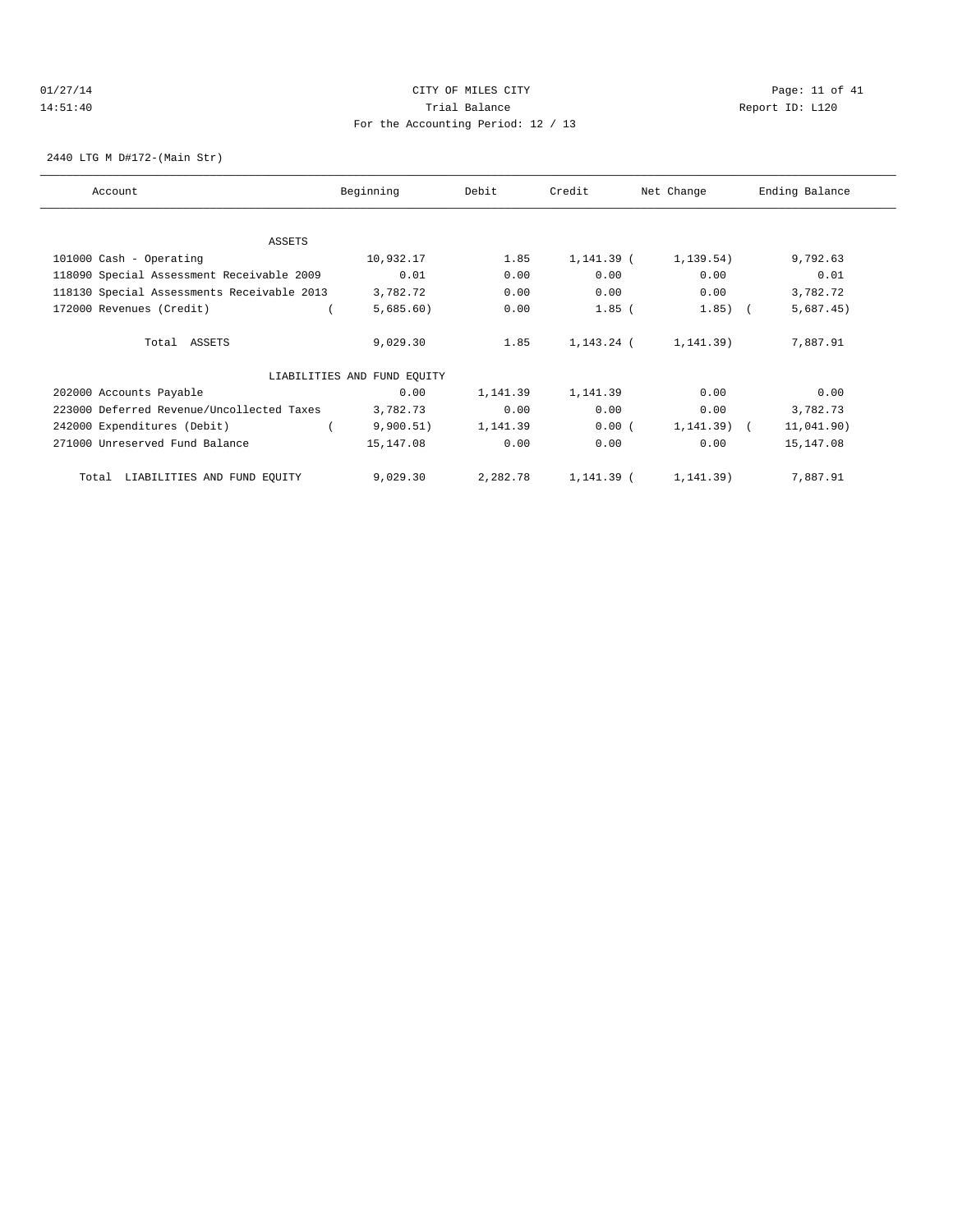01/27/14 CITY OF MILES CITY
14:51:40 Trial Balance Report ID: L120
For the Accounting Period: 12 / 13

2440 LTG M D#172-(Main Str)

| Account | Beginning | Debit | Credit | Net Change | Ending Balance |
|---|---|---|---|---|---|
| ASSETS | | | | | |
| 101000 Cash - Operating | 10,932.17 | 1.85 | 1,141.39 | ( 1,139.54) | 9,792.63 |
| 118090 Special Assessment Receivable 2009 | 0.01 | 0.00 | 0.00 | 0.00 | 0.01 |
| 118130 Special Assessments Receivable 2013 | 3,782.72 | 0.00 | 0.00 | 0.00 | 3,782.72 |
| 172000 Revenues (Credit) | ( 5,685.60) | 0.00 | 1.85 | ( 1.85) | ( 5,687.45) |
| Total ASSETS | 9,029.30 | 1.85 | 1,143.24 | ( 1,141.39) | 7,887.91 |
| LIABILITIES AND FUND EQUITY | | | | | |
| 202000 Accounts Payable | 0.00 | 1,141.39 | 1,141.39 | 0.00 | 0.00 |
| 223000 Deferred Revenue/Uncollected Taxes | 3,782.73 | 0.00 | 0.00 | 0.00 | 3,782.73 |
| 242000 Expenditures (Debit) | ( 9,900.51) | 1,141.39 | 0.00 | ( 1,141.39) | ( 11,041.90) |
| 271000 Unreserved Fund Balance | 15,147.08 | 0.00 | 0.00 | 0.00 | 15,147.08 |
| Total LIABILITIES AND FUND EQUITY | 9,029.30 | 2,282.78 | 1,141.39 | ( 1,141.39) | 7,887.91 |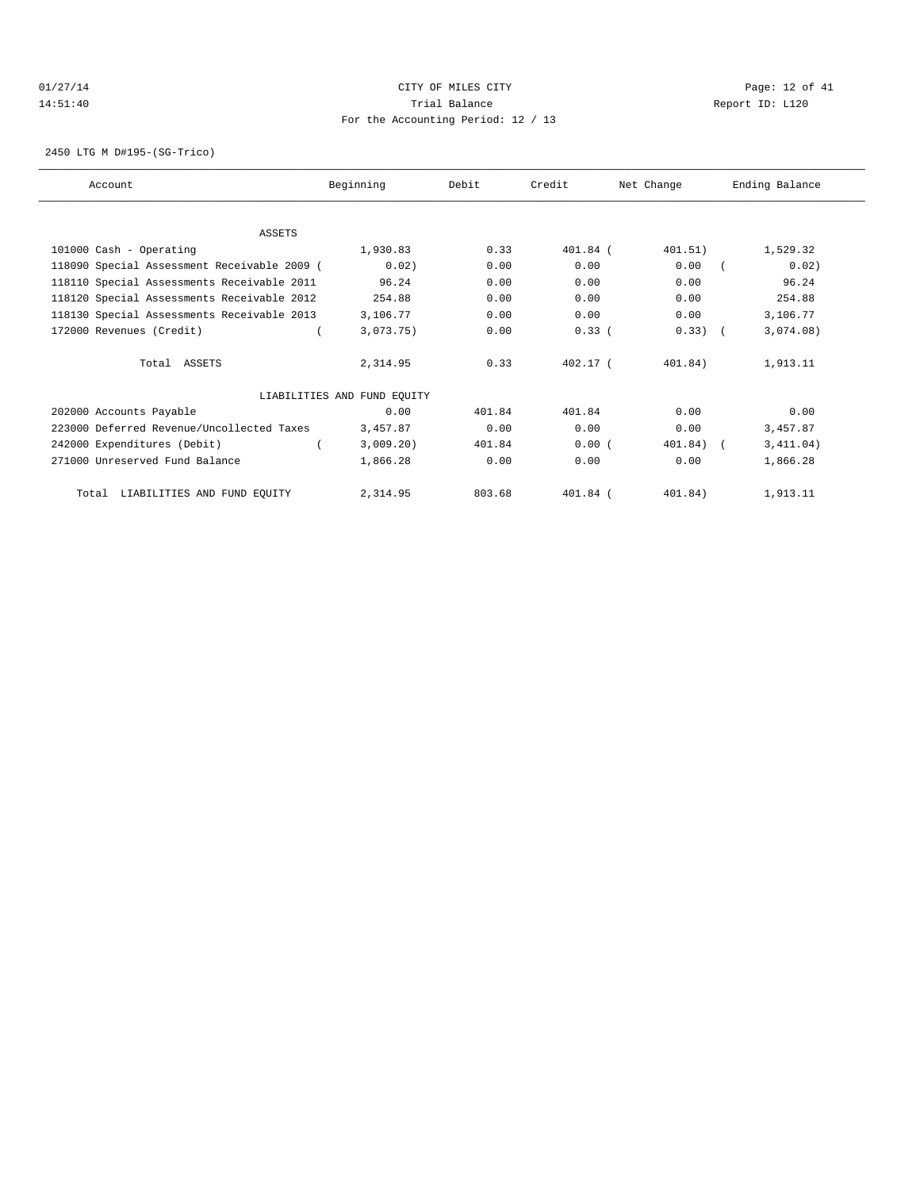01/27/14 CITY OF MILES CITY
14:51:40 Trial Balance Report ID: L120
For the Accounting Period: 12 / 13

2450 LTG M D#195-(SG-Trico)

| Account | Beginning | Debit | Credit | Net Change | Ending Balance |
|---|---|---|---|---|---|
| ASSETS | | | | | |
| 101000 Cash - Operating | 1,930.83 | 0.33 | 401.84 | ( 401.51) | 1,529.32 |
| 118090 Special Assessment Receivable 2009 | ( 0.02) | 0.00 | 0.00 | 0.00 | ( 0.02) |
| 118110 Special Assessments Receivable 2011 | 96.24 | 0.00 | 0.00 | 0.00 | 96.24 |
| 118120 Special Assessments Receivable 2012 | 254.88 | 0.00 | 0.00 | 0.00 | 254.88 |
| 118130 Special Assessments Receivable 2013 | 3,106.77 | 0.00 | 0.00 | 0.00 | 3,106.77 |
| 172000 Revenues (Credit) | ( 3,073.75) | 0.00 | 0.33 | ( 0.33) | ( 3,074.08) |
| Total ASSETS | 2,314.95 | 0.33 | 402.17 | ( 401.84) | 1,913.11 |
| LIABILITIES AND FUND EQUITY | | | | | |
| 202000 Accounts Payable | 0.00 | 401.84 | 401.84 | 0.00 | 0.00 |
| 223000 Deferred Revenue/Uncollected Taxes | 3,457.87 | 0.00 | 0.00 | 0.00 | 3,457.87 |
| 242000 Expenditures (Debit) | ( 3,009.20) | 401.84 | 0.00 | ( 401.84) | ( 3,411.04) |
| 271000 Unreserved Fund Balance | 1,866.28 | 0.00 | 0.00 | 0.00 | 1,866.28 |
| Total LIABILITIES AND FUND EQUITY | 2,314.95 | 803.68 | 401.84 | ( 401.84) | 1,913.11 |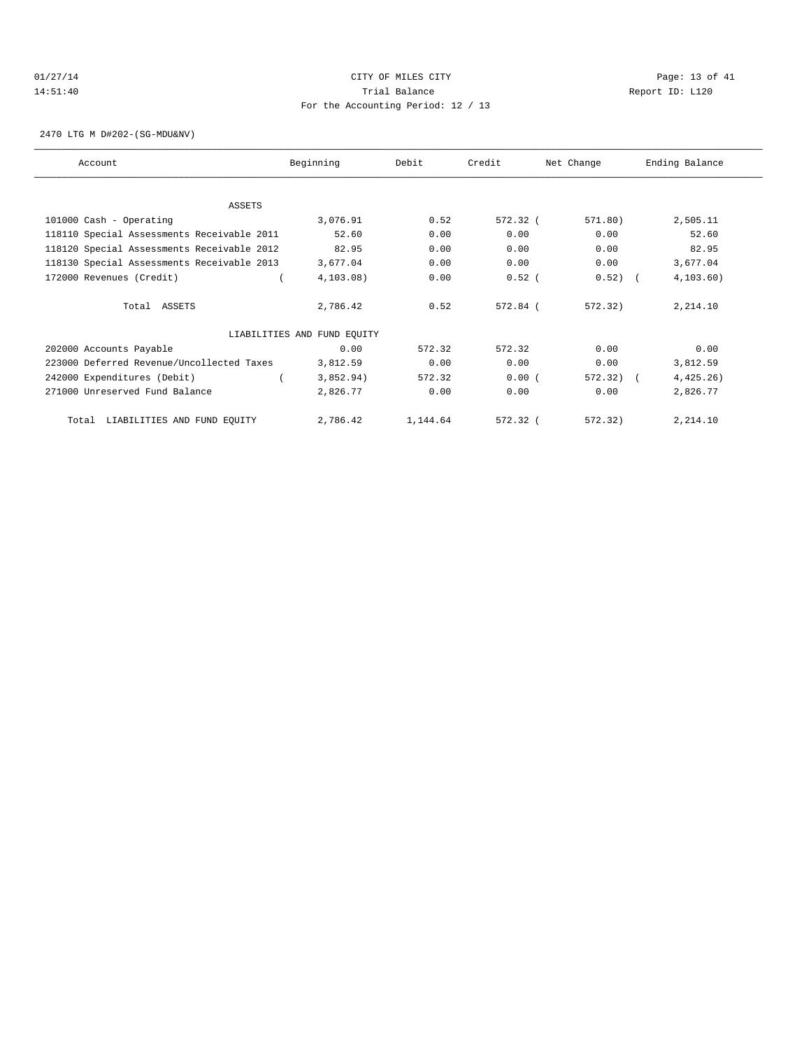CITY OF MILES CITY

Trial Balance

For the Accounting Period: 12 / 13

2470 LTG M D#202-(SG-MDU&NV)

| Account | Beginning | Debit | Credit | Net Change | Ending Balance |
|---|---|---|---|---|---|
| ASSETS | | | | | |
| 101000 Cash - Operating | 3,076.91 | 0.52 | 572.32 | ( 571.80) | 2,505.11 |
| 118110 Special Assessments Receivable 2011 | 52.60 | 0.00 | 0.00 | 0.00 | 52.60 |
| 118120 Special Assessments Receivable 2012 | 82.95 | 0.00 | 0.00 | 0.00 | 82.95 |
| 118130 Special Assessments Receivable 2013 | 3,677.04 | 0.00 | 0.00 | 0.00 | 3,677.04 |
| 172000 Revenues (Credit) | ( 4,103.08) | 0.00 | 0.52 | ( 0.52) | ( 4,103.60) |
| Total ASSETS | 2,786.42 | 0.52 | 572.84 | ( 572.32) | 2,214.10 |
| LIABILITIES AND FUND EQUITY | | | | | |
| 202000 Accounts Payable | 0.00 | 572.32 | 572.32 | 0.00 | 0.00 |
| 223000 Deferred Revenue/Uncollected Taxes | 3,812.59 | 0.00 | 0.00 | 0.00 | 3,812.59 |
| 242000 Expenditures (Debit) | ( 3,852.94) | 572.32 | 0.00 | ( 572.32) | ( 4,425.26) |
| 271000 Unreserved Fund Balance | 2,826.77 | 0.00 | 0.00 | 0.00 | 2,826.77 |
| Total LIABILITIES AND FUND EQUITY | 2,786.42 | 1,144.64 | 572.32 | ( 572.32) | 2,214.10 |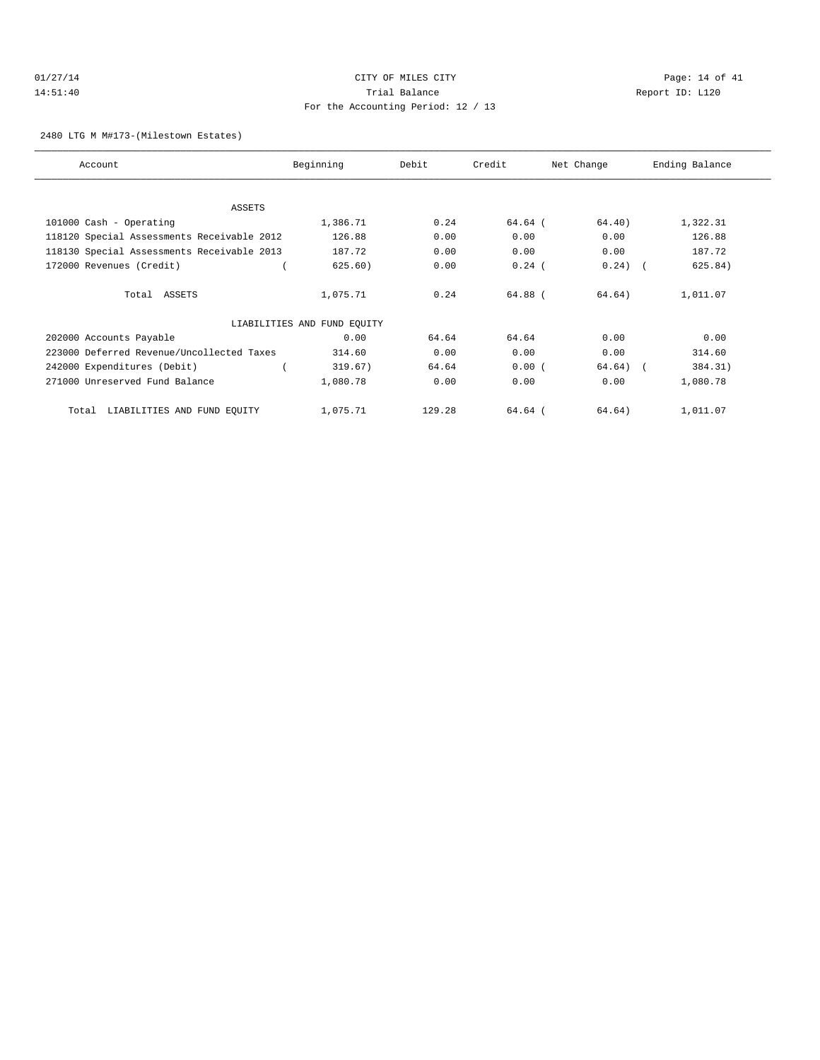CITY OF MILES CITY

Trial Balance

For the Accounting Period: 12 / 13

2480 LTG M M#173-(Milestown Estates)

| Account | Beginning | Debit | Credit | Net Change | Ending Balance |
|---|---|---|---|---|---|
| ASSETS | | | | | |
| 101000 Cash - Operating | 1,386.71 | 0.24 | 64.64 | ( 64.40) | 1,322.31 |
| 118120 Special Assessments Receivable 2012 | 126.88 | 0.00 | 0.00 | 0.00 | 126.88 |
| 118130 Special Assessments Receivable 2013 | 187.72 | 0.00 | 0.00 | 0.00 | 187.72 |
| 172000 Revenues (Credit) | ( 625.60) | 0.00 | 0.24 | ( 0.24) | ( 625.84) |
| Total ASSETS | 1,075.71 | 0.24 | 64.88 | ( 64.64) | 1,011.07 |
| LIABILITIES AND FUND EQUITY | | | | | |
| 202000 Accounts Payable | 0.00 | 64.64 | 64.64 | 0.00 | 0.00 |
| 223000 Deferred Revenue/Uncollected Taxes | 314.60 | 0.00 | 0.00 | 0.00 | 314.60 |
| 242000 Expenditures (Debit) | ( 319.67) | 64.64 | 0.00 | ( 64.64) | ( 384.31) |
| 271000 Unreserved Fund Balance | 1,080.78 | 0.00 | 0.00 | 0.00 | 1,080.78 |
| Total LIABILITIES AND FUND EQUITY | 1,075.71 | 129.28 | 64.64 | ( 64.64) | 1,011.07 |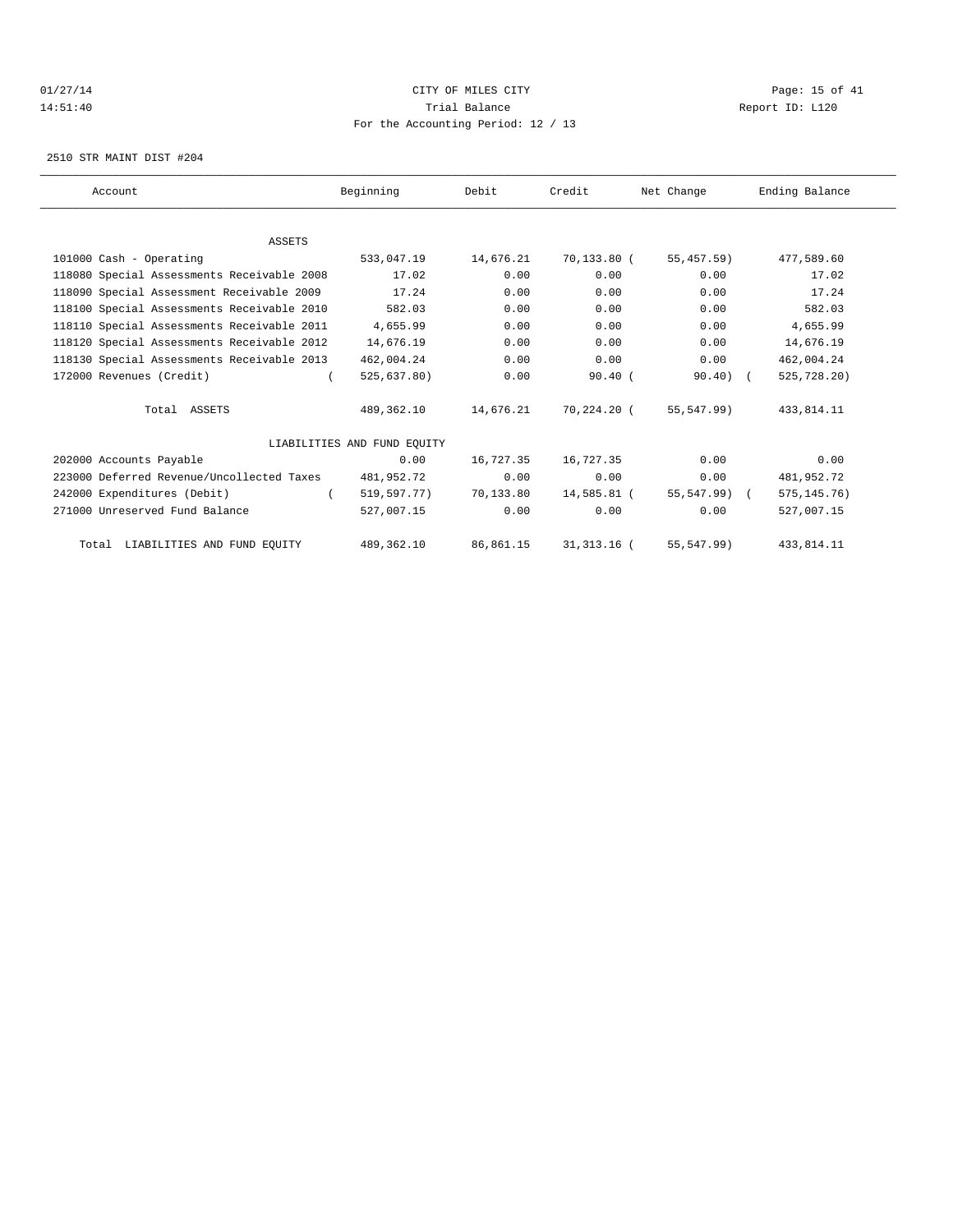01/27/14 CITY OF MILES CITY
14:51:40 Trial Balance Report ID: L120
For the Accounting Period: 12 / 13

2510 STR MAINT DIST #204

| Account | Beginning | Debit | Credit | Net Change | Ending Balance |
|---|---|---|---|---|---|
| ASSETS | | | | | |
| 101000 Cash - Operating | 533,047.19 | 14,676.21 | 70,133.80 | ( 55,457.59) | 477,589.60 |
| 118080 Special Assessments Receivable 2008 | 17.02 | 0.00 | 0.00 | 0.00 | 17.02 |
| 118090 Special Assessment Receivable 2009 | 17.24 | 0.00 | 0.00 | 0.00 | 17.24 |
| 118100 Special Assessments Receivable 2010 | 582.03 | 0.00 | 0.00 | 0.00 | 582.03 |
| 118110 Special Assessments Receivable 2011 | 4,655.99 | 0.00 | 0.00 | 0.00 | 4,655.99 |
| 118120 Special Assessments Receivable 2012 | 14,676.19 | 0.00 | 0.00 | 0.00 | 14,676.19 |
| 118130 Special Assessments Receivable 2013 | 462,004.24 | 0.00 | 0.00 | 0.00 | 462,004.24 |
| 172000 Revenues (Credit) | ( 525,637.80) | 0.00 | 90.40 | ( 90.40) | ( 525,728.20) |
| Total ASSETS | 489,362.10 | 14,676.21 | 70,224.20 | ( 55,547.99) | 433,814.11 |
| LIABILITIES AND FUND EQUITY | | | | | |
| 202000 Accounts Payable | 0.00 | 16,727.35 | 16,727.35 | 0.00 | 0.00 |
| 223000 Deferred Revenue/Uncollected Taxes | 481,952.72 | 0.00 | 0.00 | 0.00 | 481,952.72 |
| 242000 Expenditures (Debit) | ( 519,597.77) | 70,133.80 | 14,585.81 | ( 55,547.99) | ( 575,145.76) |
| 271000 Unreserved Fund Balance | 527,007.15 | 0.00 | 0.00 | 0.00 | 527,007.15 |
| Total LIABILITIES AND FUND EQUITY | 489,362.10 | 86,861.15 | 31,313.16 | ( 55,547.99) | 433,814.11 |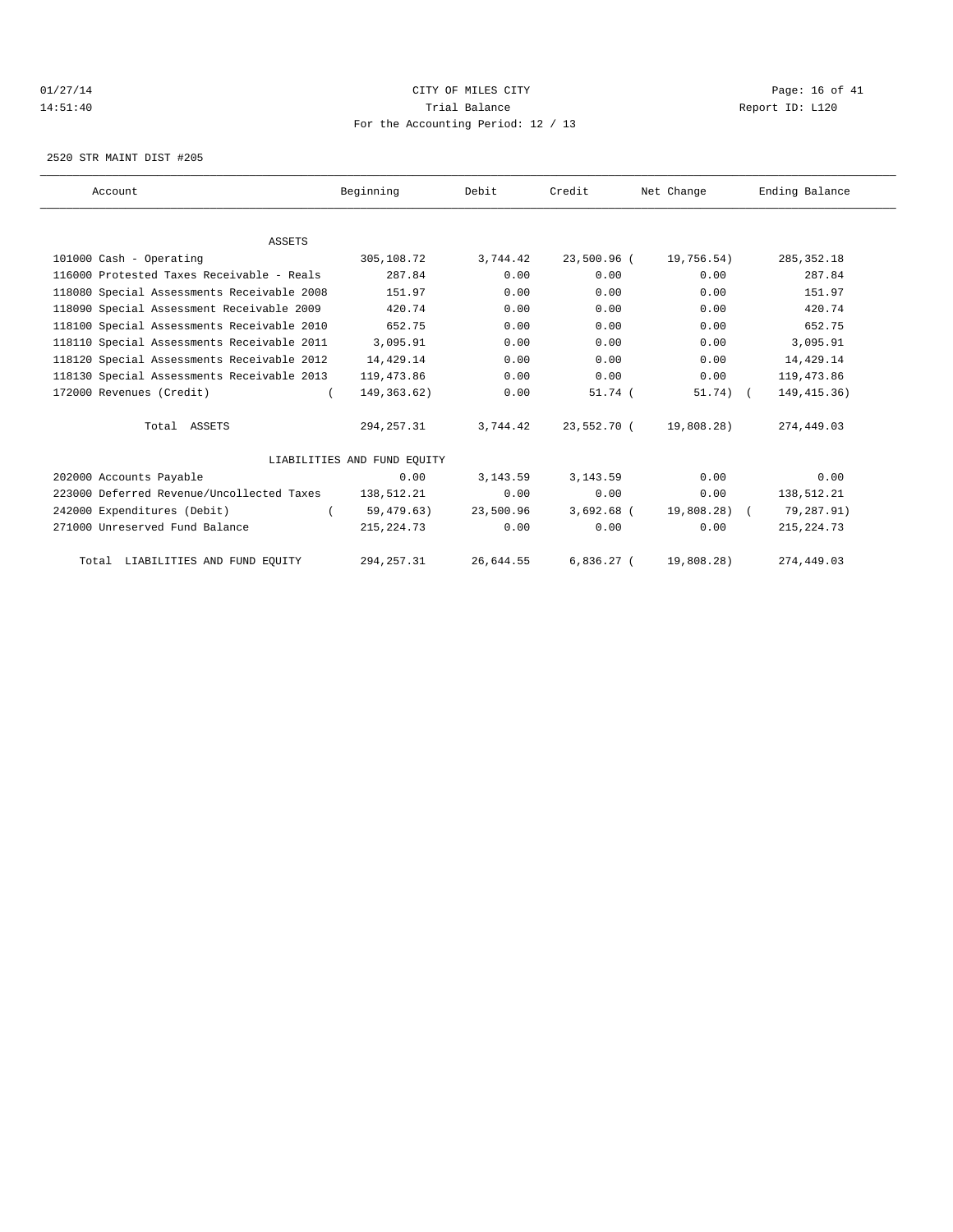CITY OF MILES CITY

Trial Balance

For the Accounting Period: 12 / 13

01/27/14 14:51:40 Report ID: L120

2520 STR MAINT DIST #205

| Account | Beginning | Debit | Credit | Net Change | Ending Balance |
|---|---|---|---|---|---|
| ASSETS | | | | | |
| 101000 Cash - Operating | 305,108.72 | 3,744.42 | 23,500.96 | ( 19,756.54) | 285,352.18 |
| 116000 Protested Taxes Receivable - Reals | 287.84 | 0.00 | 0.00 | 0.00 | 287.84 |
| 118080 Special Assessments Receivable 2008 | 151.97 | 0.00 | 0.00 | 0.00 | 151.97 |
| 118090 Special Assessment Receivable 2009 | 420.74 | 0.00 | 0.00 | 0.00 | 420.74 |
| 118100 Special Assessments Receivable 2010 | 652.75 | 0.00 | 0.00 | 0.00 | 652.75 |
| 118110 Special Assessments Receivable 2011 | 3,095.91 | 0.00 | 0.00 | 0.00 | 3,095.91 |
| 118120 Special Assessments Receivable 2012 | 14,429.14 | 0.00 | 0.00 | 0.00 | 14,429.14 |
| 118130 Special Assessments Receivable 2013 | 119,473.86 | 0.00 | 0.00 | 0.00 | 119,473.86 |
| 172000 Revenues (Credit) | ( 149,363.62) | 0.00 | 51.74 | ( 51.74) | ( 149,415.36) |
| Total ASSETS | 294,257.31 | 3,744.42 | 23,552.70 | ( 19,808.28) | 274,449.03 |
| LIABILITIES AND FUND EQUITY | | | | | |
| 202000 Accounts Payable | 0.00 | 3,143.59 | 3,143.59 | 0.00 | 0.00 |
| 223000 Deferred Revenue/Uncollected Taxes | 138,512.21 | 0.00 | 0.00 | 0.00 | 138,512.21 |
| 242000 Expenditures (Debit) | ( 59,479.63) | 23,500.96 | 3,692.68 | ( 19,808.28) | ( 79,287.91) |
| 271000 Unreserved Fund Balance | 215,224.73 | 0.00 | 0.00 | 0.00 | 215,224.73 |
| Total LIABILITIES AND FUND EQUITY | 294,257.31 | 26,644.55 | 6,836.27 | ( 19,808.28) | 274,449.03 |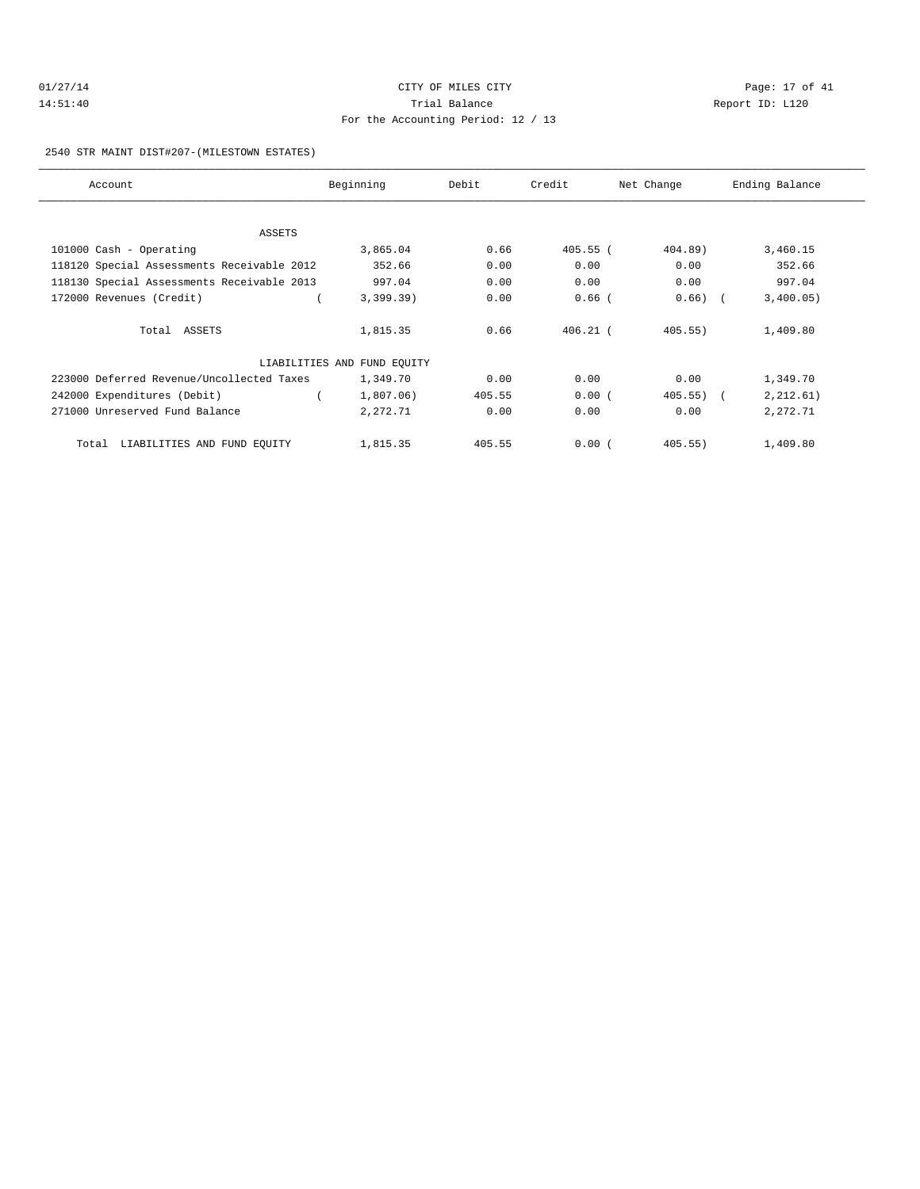CITY OF MILES CITY
Trial Balance
For the Accounting Period: 12 / 13

01/27/14
14:51:40

Report ID: L120

2540 STR MAINT DIST#207-(MILESTOWN ESTATES)

| Account | Beginning | Debit | Credit | Net Change | Ending Balance |
|---|---|---|---|---|---|
| ASSETS | | | | | |
| 101000 Cash - Operating | 3,865.04 | 0.66 | 405.55 | (404.89) | 3,460.15 |
| 118120 Special Assessments Receivable 2012 | 352.66 | 0.00 | 0.00 | 0.00 | 352.66 |
| 118130 Special Assessments Receivable 2013 | 997.04 | 0.00 | 0.00 | 0.00 | 997.04 |
| 172000 Revenues (Credit) | (3,399.39) | 0.00 | 0.66 | (0.66) | (3,400.05) |
| Total ASSETS | 1,815.35 | 0.66 | 406.21 | (405.55) | 1,409.80 |
| LIABILITIES AND FUND EQUITY | | | | | |
| 223000 Deferred Revenue/Uncollected Taxes | 1,349.70 | 0.00 | 0.00 | 0.00 | 1,349.70 |
| 242000 Expenditures (Debit) | (1,807.06) | 405.55 | 0.00 | (405.55) | (2,212.61) |
| 271000 Unreserved Fund Balance | 2,272.71 | 0.00 | 0.00 | 0.00 | 2,272.71 |
| Total LIABILITIES AND FUND EQUITY | 1,815.35 | 405.55 | 0.00 | (405.55) | 1,409.80 |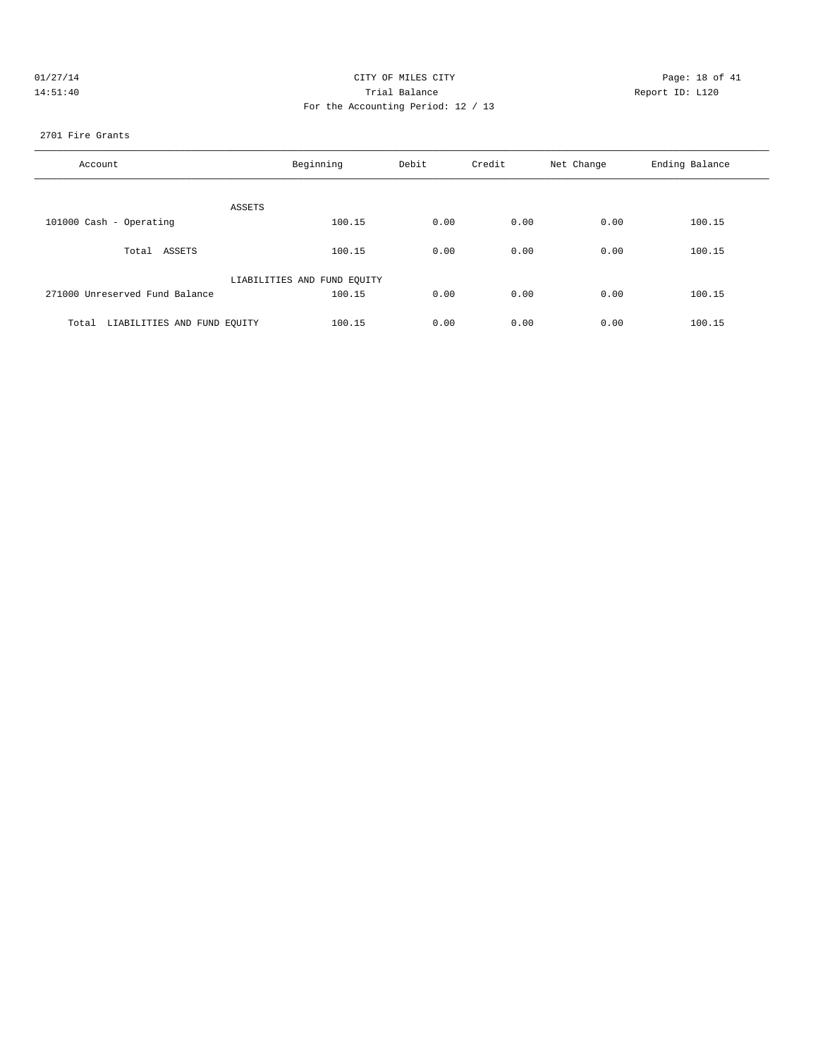CITY OF MILES CITY
Trial Balance
For the Accounting Period: 12 / 13

01/27/14
14:51:40

Report ID: L120

2701 Fire Grants

| Account | Beginning | Debit | Credit | Net Change | Ending Balance |
|---|---|---|---|---|---|
| ASSETS | | | | | |
| 101000 Cash - Operating | 100.15 | 0.00 | 0.00 | 0.00 | 100.15 |
| Total ASSETS | 100.15 | 0.00 | 0.00 | 0.00 | 100.15 |
| LIABILITIES AND FUND EQUITY | | | | | |
| 271000 Unreserved Fund Balance | 100.15 | 0.00 | 0.00 | 0.00 | 100.15 |
| Total LIABILITIES AND FUND EQUITY | 100.15 | 0.00 | 0.00 | 0.00 | 100.15 |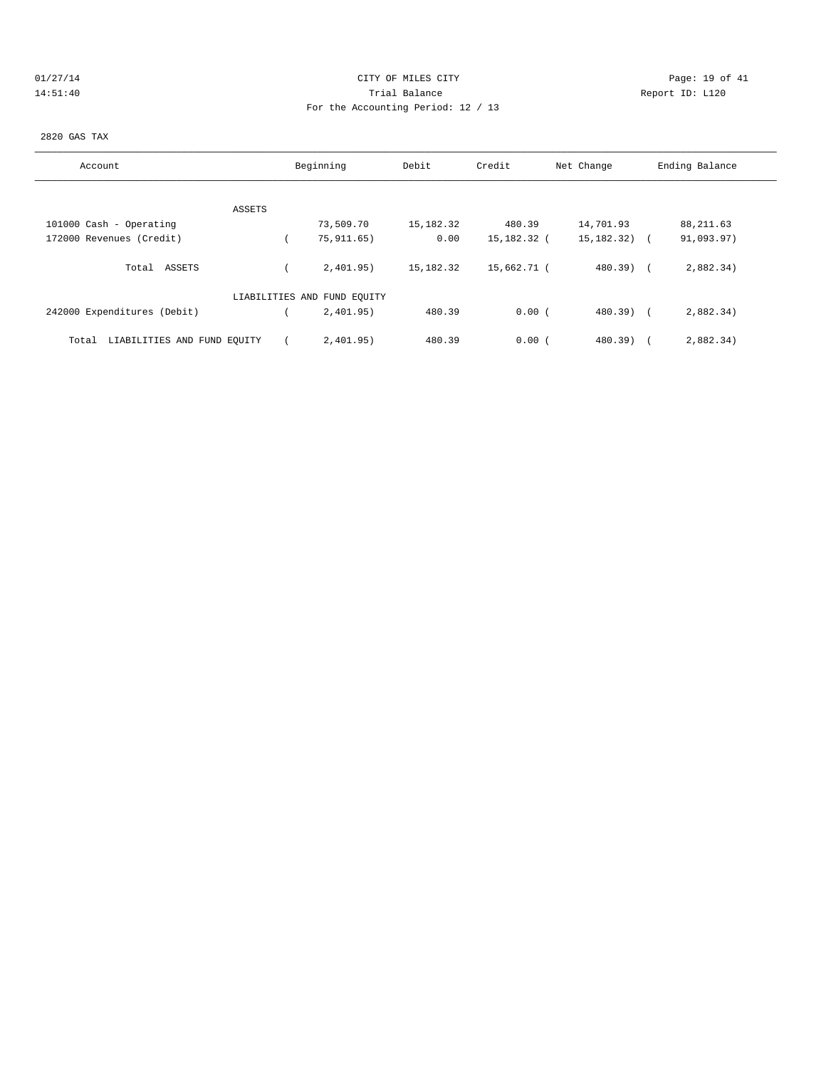CITY OF MILES CITY

Trial Balance

For the Accounting Period: 12 / 13

01/27/14
14:51:40

Report ID: L120

2820 GAS TAX

| Account | Beginning | Debit | Credit | Net Change | Ending Balance |
|---|---|---|---|---|---|
| ASSETS | | | | | |
| 101000 Cash - Operating | 73,509.70 | 15,182.32 | 480.39 | 14,701.93 | 88,211.63 |
| 172000 Revenues (Credit) | ( 75,911.65) | 0.00 | 15,182.32 | ( 15,182.32) | ( 91,093.97) |
| Total ASSETS | ( 2,401.95) | 15,182.32 | 15,662.71 | ( 480.39) | ( 2,882.34) |
| LIABILITIES AND FUND EQUITY | | | | | |
| 242000 Expenditures (Debit) | ( 2,401.95) | 480.39 | 0.00 | ( 480.39) | ( 2,882.34) |
| Total LIABILITIES AND FUND EQUITY | ( 2,401.95) | 480.39 | 0.00 | ( 480.39) | ( 2,882.34) |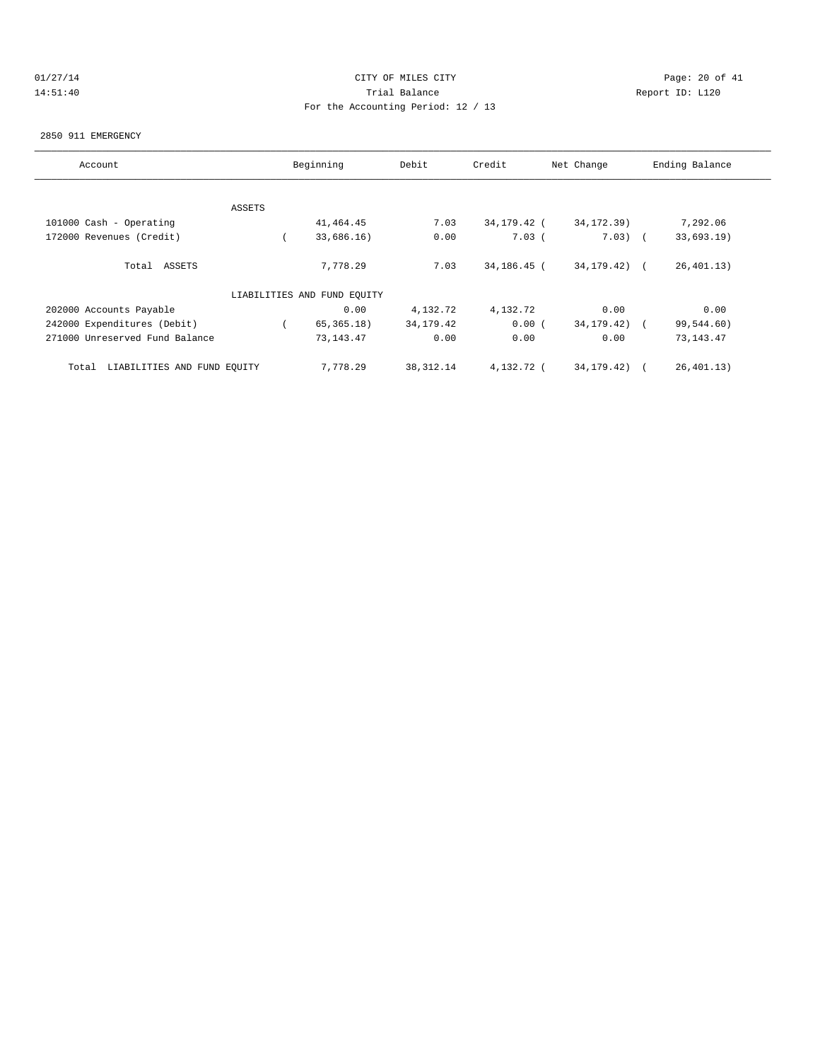CITY OF MILES CITY

Trial Balance

For the Accounting Period: 12 / 13

01/27/14
14:51:40

Report ID: L120

2850 911 EMERGENCY

| Account | Beginning | Debit | Credit | Net Change | Ending Balance |
|---|---|---|---|---|---|
| ASSETS | | | | | |
| 101000 Cash - Operating | 41,464.45 | 7.03 | 34,179.42 | ( 34,172.39) | 7,292.06 |
| 172000 Revenues (Credit) | ( 33,686.16) | 0.00 | 7.03 | ( 7.03) | ( 33,693.19) |
| Total ASSETS | 7,778.29 | 7.03 | 34,186.45 | ( 34,179.42) | ( 26,401.13) |
| LIABILITIES AND FUND EQUITY | | | | | |
| 202000 Accounts Payable | 0.00 | 4,132.72 | 4,132.72 | 0.00 | 0.00 |
| 242000 Expenditures (Debit) | ( 65,365.18) | 34,179.42 | 0.00 | ( 34,179.42) | ( 99,544.60) |
| 271000 Unreserved Fund Balance | 73,143.47 | 0.00 | 0.00 | 0.00 | 73,143.47 |
| Total LIABILITIES AND FUND EQUITY | 7,778.29 | 38,312.14 | 4,132.72 | ( 34,179.42) | ( 26,401.13) |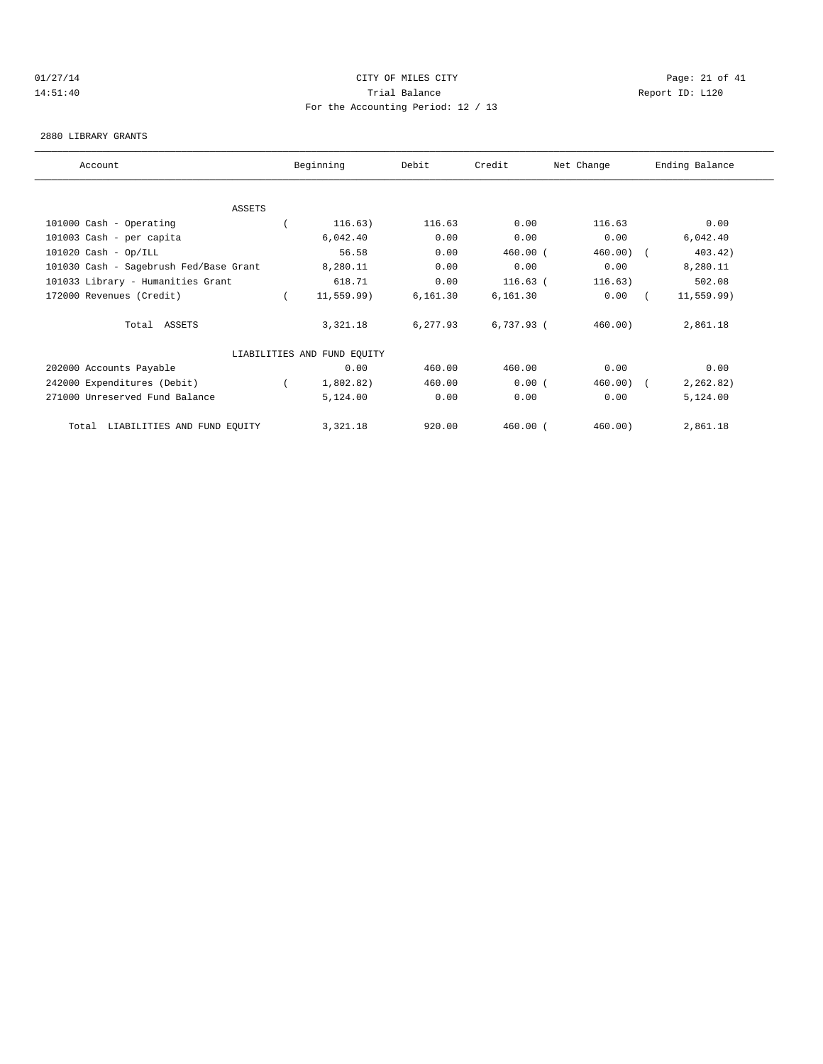CITY OF MILES CITY

Trial Balance

For the Accounting Period: 12 / 13

01/27/14 14:51:40 Report ID: L120

2880 LIBRARY GRANTS

| Account | Beginning | Debit | Credit | Net Change | Ending Balance |
|---|---|---|---|---|---|
| ASSETS | | | | | |
| 101000 Cash - Operating | ( 116.63) | 116.63 | 0.00 | 116.63 | 0.00 |
| 101003 Cash - per capita | 6,042.40 | 0.00 | 0.00 | 0.00 | 6,042.40 |
| 101020 Cash - Op/ILL | 56.58 | 0.00 | 460.00 | ( 460.00) | ( 403.42) |
| 101030 Cash - Sagebrush Fed/Base Grant | 8,280.11 | 0.00 | 0.00 | 0.00 | 8,280.11 |
| 101033 Library - Humanities Grant | 618.71 | 0.00 | 116.63 | ( 116.63) | 502.08 |
| 172000 Revenues (Credit) | ( 11,559.99) | 6,161.30 | 6,161.30 | 0.00 | ( 11,559.99) |
| Total ASSETS | 3,321.18 | 6,277.93 | 6,737.93 | ( 460.00) | 2,861.18 |
| LIABILITIES AND FUND EQUITY | | | | | |
| 202000 Accounts Payable | 0.00 | 460.00 | 460.00 | 0.00 | 0.00 |
| 242000 Expenditures (Debit) | ( 1,802.82) | 460.00 | 0.00 | ( 460.00) | ( 2,262.82) |
| 271000 Unreserved Fund Balance | 5,124.00 | 0.00 | 0.00 | 0.00 | 5,124.00 |
| Total LIABILITIES AND FUND EQUITY | 3,321.18 | 920.00 | 460.00 | ( 460.00) | 2,861.18 |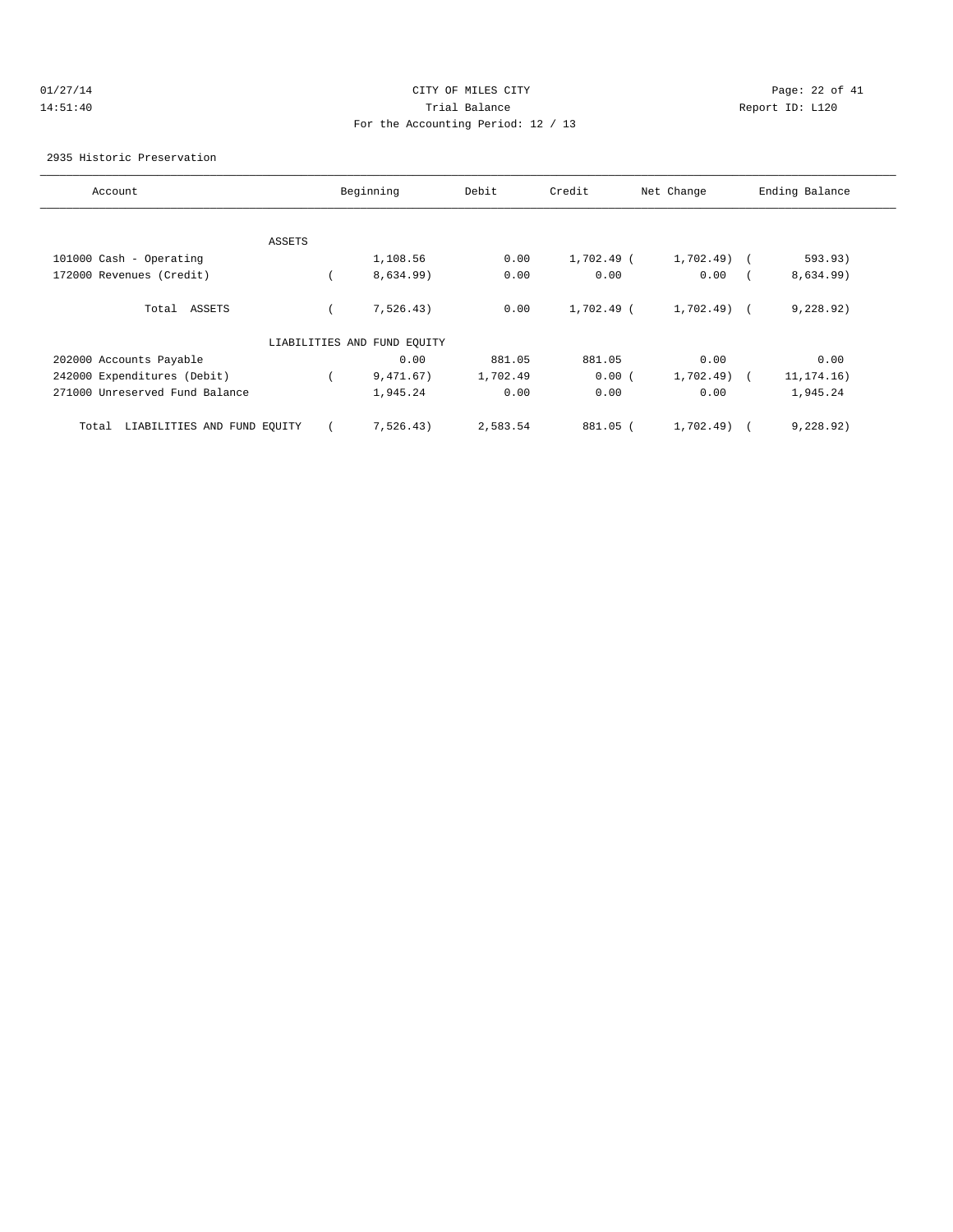01/27/14 CITY OF MILES CITY
14:51:40 Trial Balance Report ID: L120
For the Accounting Period: 12 / 13

2935 Historic Preservation

| Account | Beginning | Debit | Credit | Net Change | Ending Balance |
|---|---|---|---|---|---|
| ASSETS | | | | | |
| 101000 Cash - Operating | 1,108.56 | 0.00 | 1,702.49 | ( 1,702.49) | ( 593.93) |
| 172000 Revenues (Credit) | ( 8,634.99) | 0.00 | 0.00 | 0.00 | ( 8,634.99) |
| Total ASSETS | ( 7,526.43) | 0.00 | 1,702.49 | ( 1,702.49) | ( 9,228.92) |
| LIABILITIES AND FUND EQUITY | | | | | |
| 202000 Accounts Payable | 0.00 | 881.05 | 881.05 | 0.00 | 0.00 |
| 242000 Expenditures (Debit) | ( 9,471.67) | 1,702.49 | 0.00 | ( 1,702.49) | ( 11,174.16) |
| 271000 Unreserved Fund Balance | 1,945.24 | 0.00 | 0.00 | 0.00 | 1,945.24 |
| Total LIABILITIES AND FUND EQUITY | ( 7,526.43) | 2,583.54 | 881.05 | ( 1,702.49) | ( 9,228.92) |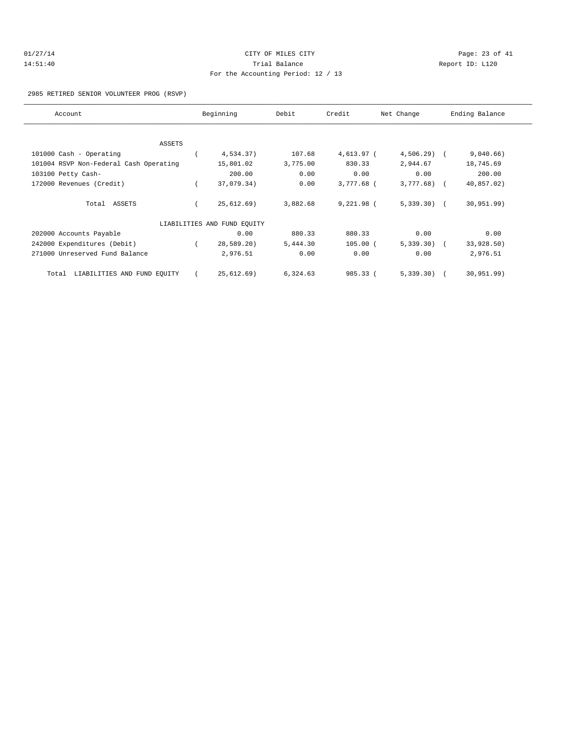CITY OF MILES CITY

Trial Balance

For the Accounting Period: 12 / 13

2985 RETIRED SENIOR VOLUNTEER PROG (RSVP)

| Account | Beginning | Debit | Credit | Net Change | Ending Balance |
|---|---|---|---|---|---|
| ASSETS | | | | | |
| 101000 Cash - Operating | ( 4,534.37) | 107.68 | 4,613.97 | ( 4,506.29) | ( 9,040.66) |
| 101004 RSVP Non-Federal Cash Operating | 15,801.02 | 3,775.00 | 830.33 | 2,944.67 | 18,745.69 |
| 103100 Petty Cash- | 200.00 | 0.00 | 0.00 | 0.00 | 200.00 |
| 172000 Revenues (Credit) | ( 37,079.34) | 0.00 | 3,777.68 | ( 3,777.68) | ( 40,857.02) |
| Total ASSETS | ( 25,612.69) | 3,882.68 | 9,221.98 | ( 5,339.30) | ( 30,951.99) |
| LIABILITIES AND FUND EQUITY | | | | | |
| 202000 Accounts Payable | 0.00 | 880.33 | 880.33 | 0.00 | 0.00 |
| 242000 Expenditures (Debit) | ( 28,589.20) | 5,444.30 | 105.00 | ( 5,339.30) | ( 33,928.50) |
| 271000 Unreserved Fund Balance | 2,976.51 | 0.00 | 0.00 | 0.00 | 2,976.51 |
| Total LIABILITIES AND FUND EQUITY | ( 25,612.69) | 6,324.63 | 985.33 | ( 5,339.30) | ( 30,951.99) |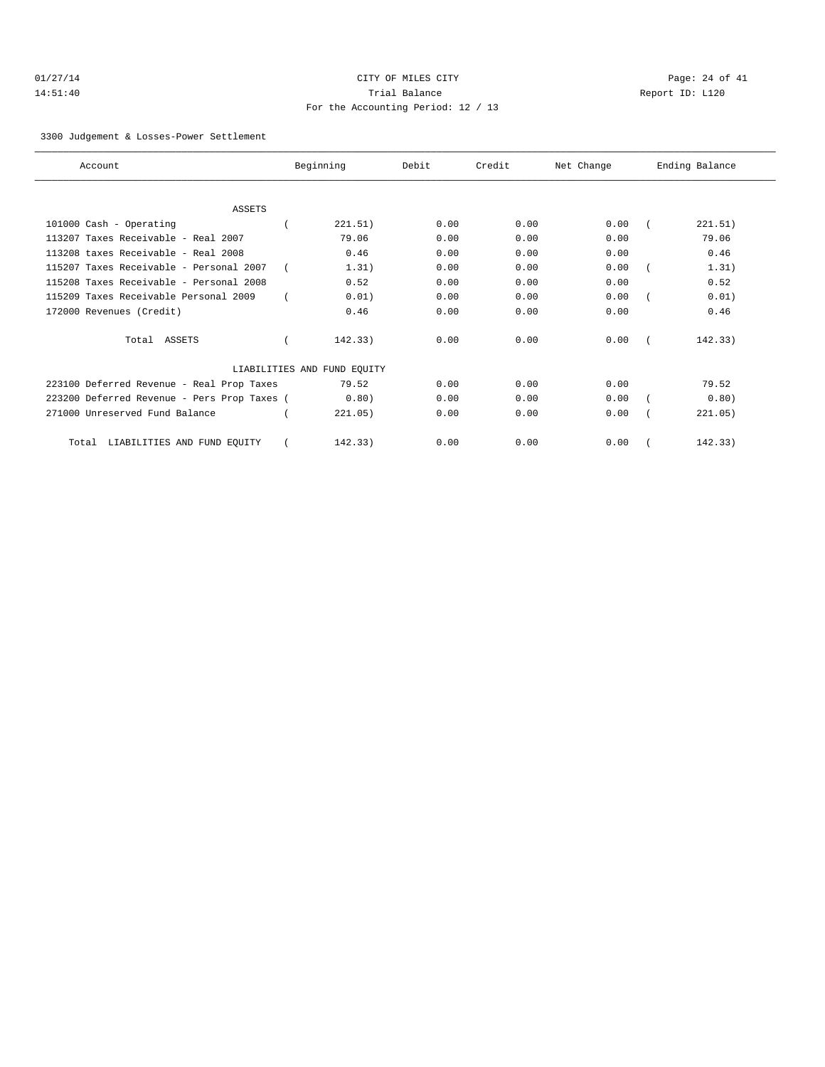CITY OF MILES CITY

Trial Balance

For the Accounting Period: 12 / 13

01/27/14 14:51:40 — Report ID: L120

3300 Judgement & Losses-Power Settlement

| Account | Beginning | Debit | Credit | Net Change | Ending Balance |
|---|---|---|---|---|---|
| **ASSETS** | | | | | |
| 101000 Cash - Operating | ( 221.51) | 0.00 | 0.00 | 0.00 | ( 221.51) |
| 113207 Taxes Receivable - Real 2007 | 79.06 | 0.00 | 0.00 | 0.00 | 79.06 |
| 113208 taxes Receivable - Real 2008 | 0.46 | 0.00 | 0.00 | 0.00 | 0.46 |
| 115207 Taxes Receivable - Personal 2007 | ( 1.31) | 0.00 | 0.00 | 0.00 | ( 1.31) |
| 115208 Taxes Receivable - Personal 2008 | 0.52 | 0.00 | 0.00 | 0.00 | 0.52 |
| 115209 Taxes Receivable Personal 2009 | ( 0.01) | 0.00 | 0.00 | 0.00 | ( 0.01) |
| 172000 Revenues (Credit) | 0.46 | 0.00 | 0.00 | 0.00 | 0.46 |
| Total ASSETS | ( 142.33) | 0.00 | 0.00 | 0.00 | ( 142.33) |
| **LIABILITIES AND FUND EQUITY** | | | | | |
| 223100 Deferred Revenue - Real Prop Taxes | 79.52 | 0.00 | 0.00 | 0.00 | 79.52 |
| 223200 Deferred Revenue - Pers Prop Taxes | ( 0.80) | 0.00 | 0.00 | 0.00 | ( 0.80) |
| 271000 Unreserved Fund Balance | ( 221.05) | 0.00 | 0.00 | 0.00 | ( 221.05) |
| Total LIABILITIES AND FUND EQUITY | ( 142.33) | 0.00 | 0.00 | 0.00 | ( 142.33) |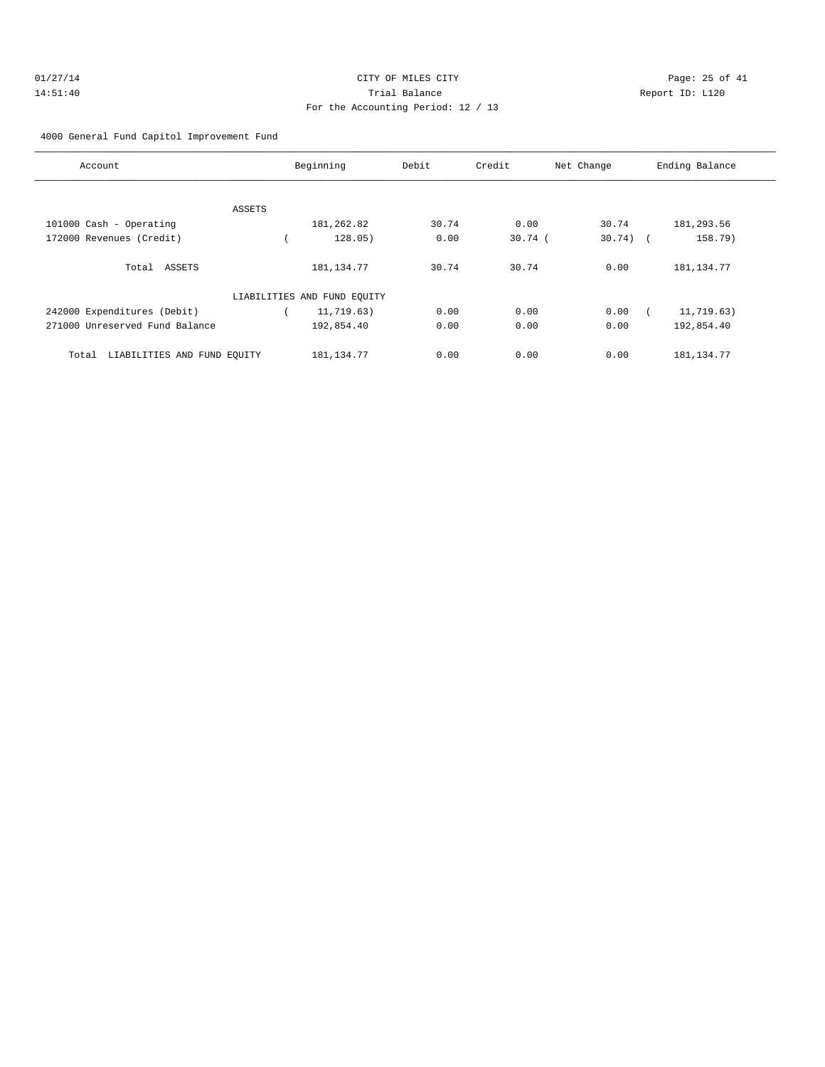CITY OF MILES CITY
Trial Balance
For the Accounting Period: 12 / 13

01/27/14
14:51:40

Report ID: L120

4000 General Fund Capitol Improvement Fund

| Account | Beginning | Debit | Credit | Net Change | Ending Balance |
|---|---|---|---|---|---|
| ASSETS | | | | | |
| 101000 Cash - Operating | 181,262.82 | 30.74 | 0.00 | 30.74 | 181,293.56 |
| 172000 Revenues (Credit) | ( 128.05) | 0.00 | 30.74 | ( 30.74) | ( 158.79) |
| Total ASSETS | 181,134.77 | 30.74 | 30.74 | 0.00 | 181,134.77 |
| LIABILITIES AND FUND EQUITY | | | | | |
| 242000 Expenditures (Debit) | ( 11,719.63) | 0.00 | 0.00 | 0.00 | ( 11,719.63) |
| 271000 Unreserved Fund Balance | 192,854.40 | 0.00 | 0.00 | 0.00 | 192,854.40 |
| Total LIABILITIES AND FUND EQUITY | 181,134.77 | 0.00 | 0.00 | 0.00 | 181,134.77 |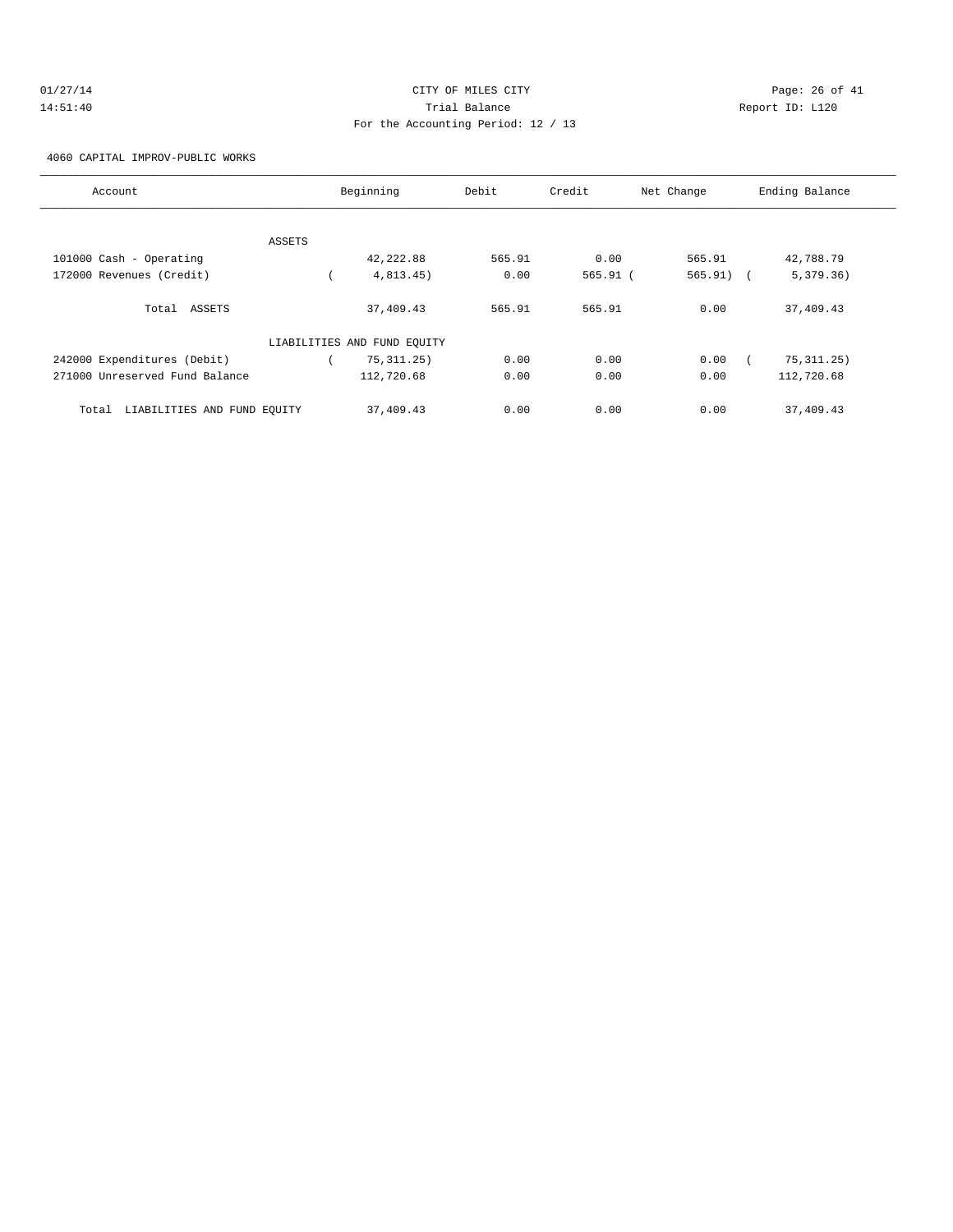CITY OF MILES CITY

Trial Balance

For the Accounting Period: 12 / 13

01/27/14 14:51:40

Report ID: L120

4060 CAPITAL IMPROV-PUBLIC WORKS

| Account | Beginning | Debit | Credit | Net Change | Ending Balance |
|---|---|---|---|---|---|
| ASSETS | | | | | |
| 101000 Cash - Operating | 42,222.88 | 565.91 | 0.00 | 565.91 | 42,788.79 |
| 172000 Revenues (Credit) | ( 4,813.45) | 0.00 | 565.91 | ( 565.91) | ( 5,379.36) |
| Total ASSETS | 37,409.43 | 565.91 | 565.91 | 0.00 | 37,409.43 |
| LIABILITIES AND FUND EQUITY | | | | | |
| 242000 Expenditures (Debit) | ( 75,311.25) | 0.00 | 0.00 | 0.00 | ( 75,311.25) |
| 271000 Unreserved Fund Balance | 112,720.68 | 0.00 | 0.00 | 0.00 | 112,720.68 |
| Total LIABILITIES AND FUND EQUITY | 37,409.43 | 0.00 | 0.00 | 0.00 | 37,409.43 |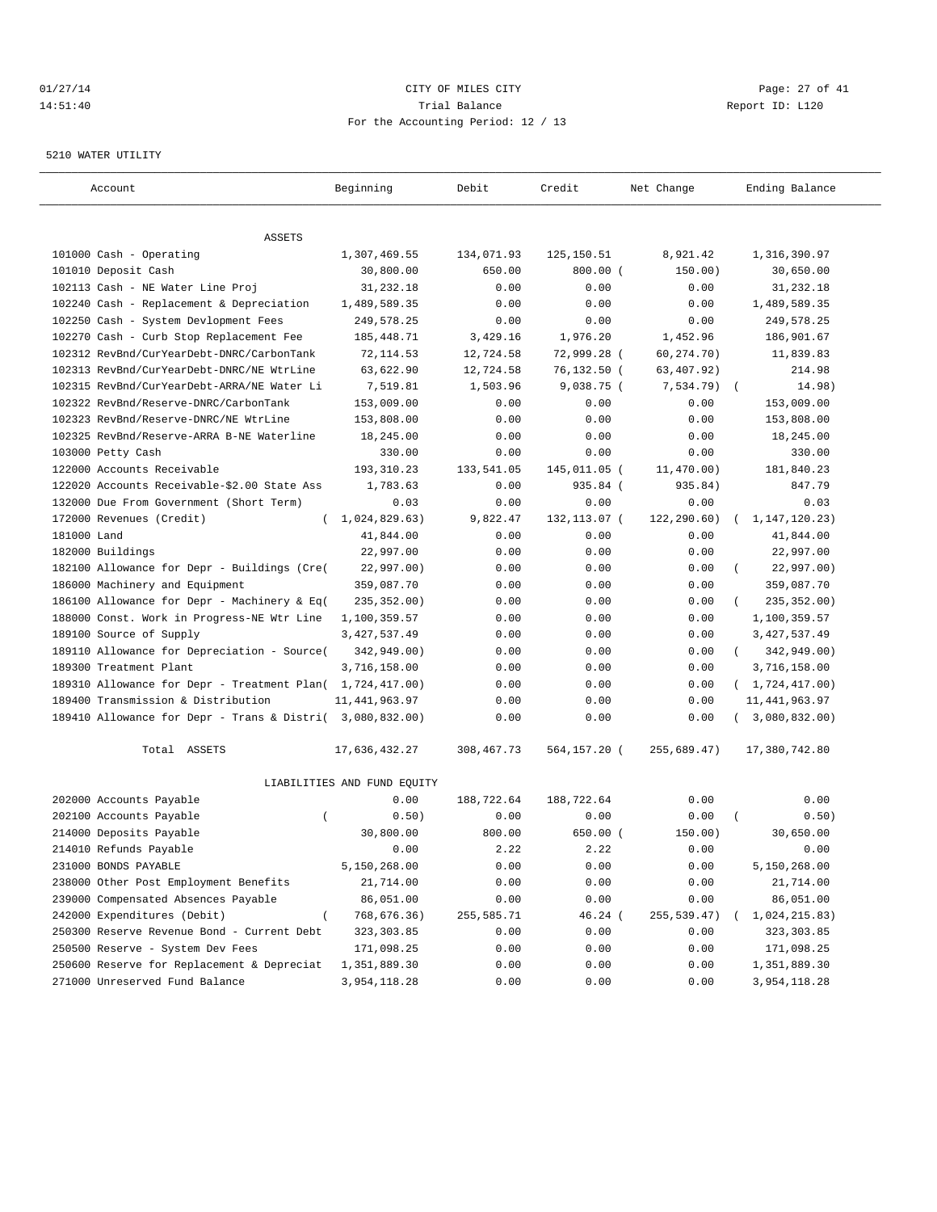CITY OF MILES CITY

Trial Balance

For the Accounting Period: 12 / 13

5210 WATER UTILITY

| Account | Beginning | Debit | Credit | Net Change | Ending Balance |
|---|---|---|---|---|---|
| ASSETS | | | | | |
| 101000 Cash - Operating | 1,307,469.55 | 134,071.93 | 125,150.51 | 8,921.42 | 1,316,390.97 |
| 101010 Deposit Cash | 30,800.00 | 650.00 | 800.00 | (150.00) | 30,650.00 |
| 102113 Cash - NE Water Line Proj | 31,232.18 | 0.00 | 0.00 | 0.00 | 31,232.18 |
| 102240 Cash - Replacement & Depreciation | 1,489,589.35 | 0.00 | 0.00 | 0.00 | 1,489,589.35 |
| 102250 Cash - System Devlopment Fees | 249,578.25 | 0.00 | 0.00 | 0.00 | 249,578.25 |
| 102270 Cash - Curb Stop Replacement Fee | 185,448.71 | 3,429.16 | 1,976.20 | 1,452.96 | 186,901.67 |
| 102312 RevBnd/CurYearDebt-DNRC/CarbonTank | 72,114.53 | 12,724.58 | 72,999.28 | (60,274.70) | 11,839.83 |
| 102313 RevBnd/CurYearDebt-DNRC/NE WtrLine | 63,622.90 | 12,724.58 | 76,132.50 | (63,407.92) | 214.98 |
| 102315 RevBnd/CurYearDebt-ARRA/NE Water Li | 7,519.81 | 1,503.96 | 9,038.75 | (7,534.79) | (14.98) |
| 102322 RevBnd/Reserve-DNRC/CarbonTank | 153,009.00 | 0.00 | 0.00 | 0.00 | 153,009.00 |
| 102323 RevBnd/Reserve-DNRC/NE WtrLine | 153,808.00 | 0.00 | 0.00 | 0.00 | 153,808.00 |
| 102325 RevBnd/Reserve-ARRA B-NE Waterline | 18,245.00 | 0.00 | 0.00 | 0.00 | 18,245.00 |
| 103000 Petty Cash | 330.00 | 0.00 | 0.00 | 0.00 | 330.00 |
| 122000 Accounts Receivable | 193,310.23 | 133,541.05 | 145,011.05 | (11,470.00) | 181,840.23 |
| 122020 Accounts Receivable-$2.00 State Ass | 1,783.63 | 0.00 | 935.84 | (935.84) | 847.79 |
| 132000 Due From Government (Short Term) | 0.03 | 0.00 | 0.00 | 0.00 | 0.03 |
| 172000 Revenues (Credit) | (1,024,829.63) | 9,822.47 | 132,113.07 | (122,290.60) | (1,147,120.23) |
| 181000 Land | 41,844.00 | 0.00 | 0.00 | 0.00 | 41,844.00 |
| 182000 Buildings | 22,997.00 | 0.00 | 0.00 | 0.00 | 22,997.00 |
| 182100 Allowance for Depr - Buildings (Cre | (22,997.00) | 0.00 | 0.00 | 0.00 | (22,997.00) |
| 186000 Machinery and Equipment | 359,087.70 | 0.00 | 0.00 | 0.00 | 359,087.70 |
| 186100 Allowance for Depr - Machinery & Eq | (235,352.00) | 0.00 | 0.00 | 0.00 | (235,352.00) |
| 188000 Const. Work in Progress-NE Wtr Line | 1,100,359.57 | 0.00 | 0.00 | 0.00 | 1,100,359.57 |
| 189100 Source of Supply | 3,427,537.49 | 0.00 | 0.00 | 0.00 | 3,427,537.49 |
| 189110 Allowance for Depreciation - Source | (342,949.00) | 0.00 | 0.00 | 0.00 | (342,949.00) |
| 189300 Treatment Plant | 3,716,158.00 | 0.00 | 0.00 | 0.00 | 3,716,158.00 |
| 189310 Allowance for Depr - Treatment Plan | (1,724,417.00) | 0.00 | 0.00 | 0.00 | (1,724,417.00) |
| 189400 Transmission & Distribution | 11,441,963.97 | 0.00 | 0.00 | 0.00 | 11,441,963.97 |
| 189410 Allowance for Depr - Trans & Distri | (3,080,832.00) | 0.00 | 0.00 | 0.00 | (3,080,832.00) |
| Total ASSETS | 17,636,432.27 | 308,467.73 | 564,157.20 | (255,689.47) | 17,380,742.80 |
| LIABILITIES AND FUND EQUITY | | | | | |
| 202000 Accounts Payable | 0.00 | 188,722.64 | 188,722.64 | 0.00 | 0.00 |
| 202100 Accounts Payable | (0.50) | 0.00 | 0.00 | 0.00 | (0.50) |
| 214000 Deposits Payable | 30,800.00 | 800.00 | 650.00 | (150.00) | 30,650.00 |
| 214010 Refunds Payable | 0.00 | 2.22 | 2.22 | 0.00 | 0.00 |
| 231000 BONDS PAYABLE | 5,150,268.00 | 0.00 | 0.00 | 0.00 | 5,150,268.00 |
| 238000 Other Post Employment Benefits | 21,714.00 | 0.00 | 0.00 | 0.00 | 21,714.00 |
| 239000 Compensated Absences Payable | 86,051.00 | 0.00 | 0.00 | 0.00 | 86,051.00 |
| 242000 Expenditures (Debit) | (768,676.36) | 255,585.71 | 46.24 | (255,539.47) | (1,024,215.83) |
| 250300 Reserve Revenue Bond - Current Debt | 323,303.85 | 0.00 | 0.00 | 0.00 | 323,303.85 |
| 250500 Reserve - System Dev Fees | 171,098.25 | 0.00 | 0.00 | 0.00 | 171,098.25 |
| 250600 Reserve for Replacement & Depreciat | 1,351,889.30 | 0.00 | 0.00 | 0.00 | 1,351,889.30 |
| 271000 Unreserved Fund Balance | 3,954,118.28 | 0.00 | 0.00 | 0.00 | 3,954,118.28 |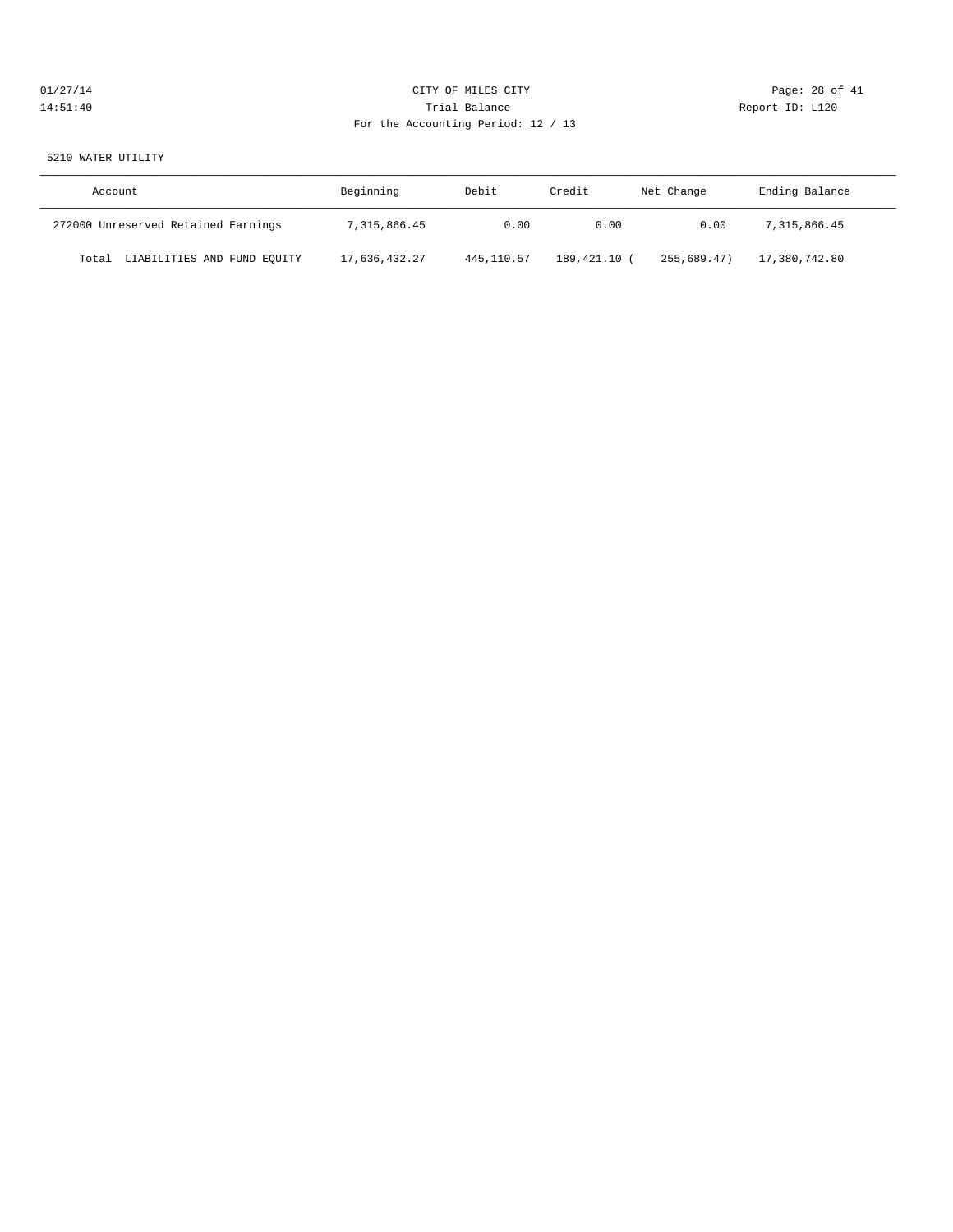CITY OF MILES CITY
Trial Balance
For the Accounting Period: 12 / 13

5210 WATER UTILITY

| Account | Beginning | Debit | Credit | Net Change | Ending Balance |
| --- | --- | --- | --- | --- | --- |
| 272000 Unreserved Retained Earnings | 7,315,866.45 | 0.00 | 0.00 | 0.00 | 7,315,866.45 |
| Total LIABILITIES AND FUND EQUITY | 17,636,432.27 | 445,110.57 | 189,421.10 | ( 255,689.47) | 17,380,742.80 |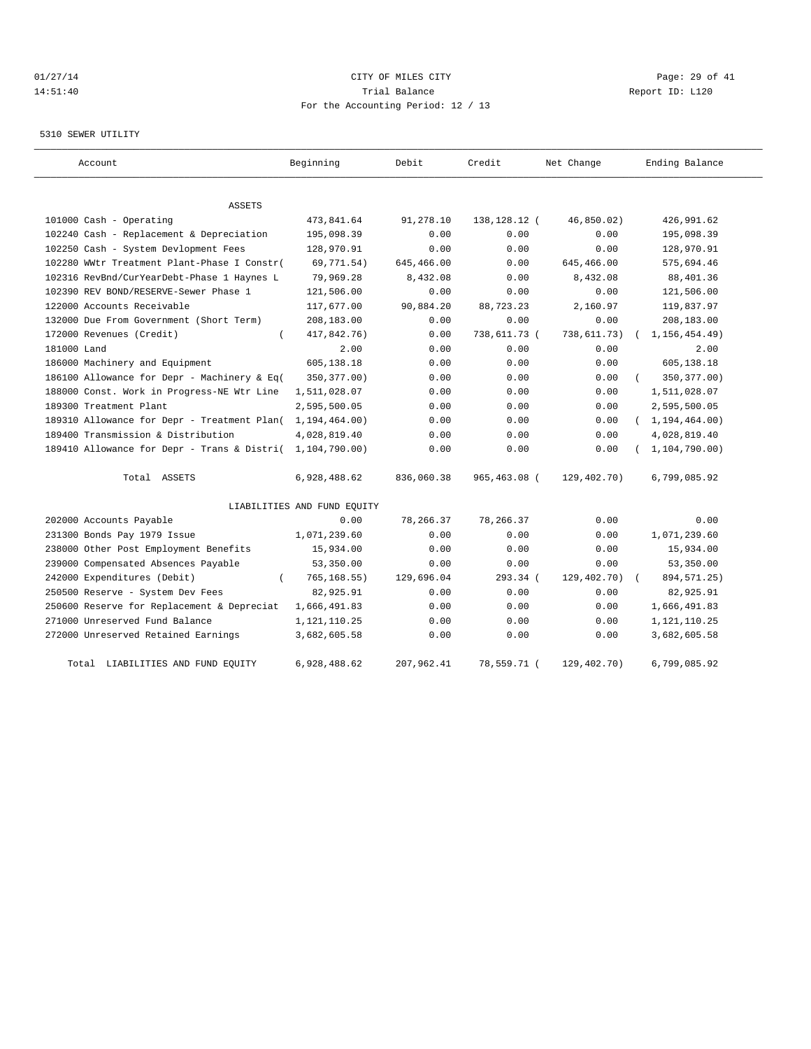CITY OF MILES CITY
Trial Balance
For the Accounting Period: 12 / 13

01/27/14
14:51:40

Report ID: L120

5310 SEWER UTILITY

| Account | Beginning | Debit | Credit | Net Change | Ending Balance |
|---|---|---|---|---|---|
| **ASSETS** | | | | | |
| 101000 Cash - Operating | 473,841.64 | 91,278.10 | 138,128.12 | (46,850.02) | 426,991.62 |
| 102240 Cash - Replacement & Depreciation | 195,098.39 | 0.00 | 0.00 | 0.00 | 195,098.39 |
| 102250 Cash - System Devlopment Fees | 128,970.91 | 0.00 | 0.00 | 0.00 | 128,970.91 |
| 102280 WWtr Treatment Plant-Phase I Constr | (69,771.54) | 645,466.00 | 0.00 | 645,466.00 | 575,694.46 |
| 102316 RevBnd/CurYearDebt-Phase 1 Haynes L | 79,969.28 | 8,432.08 | 0.00 | 8,432.08 | 88,401.36 |
| 102390 REV BOND/RESERVE-Sewer Phase 1 | 121,506.00 | 0.00 | 0.00 | 0.00 | 121,506.00 |
| 122000 Accounts Receivable | 117,677.00 | 90,884.20 | 88,723.23 | 2,160.97 | 119,837.97 |
| 132000 Due From Government (Short Term) | 208,183.00 | 0.00 | 0.00 | 0.00 | 208,183.00 |
| 172000 Revenues (Credit) | (417,842.76) | 0.00 | 738,611.73 | (738,611.73) | (1,156,454.49) |
| 181000 Land | 2.00 | 0.00 | 0.00 | 0.00 | 2.00 |
| 186000 Machinery and Equipment | 605,138.18 | 0.00 | 0.00 | 0.00 | 605,138.18 |
| 186100 Allowance for Depr - Machinery & Eq | (350,377.00) | 0.00 | 0.00 | 0.00 | (350,377.00) |
| 188000 Const. Work in Progress-NE Wtr Line | 1,511,028.07 | 0.00 | 0.00 | 0.00 | 1,511,028.07 |
| 189300 Treatment Plant | 2,595,500.05 | 0.00 | 0.00 | 0.00 | 2,595,500.05 |
| 189310 Allowance for Depr - Treatment Plan | (1,194,464.00) | 0.00 | 0.00 | 0.00 | (1,194,464.00) |
| 189400 Transmission & Distribution | 4,028,819.40 | 0.00 | 0.00 | 0.00 | 4,028,819.40 |
| 189410 Allowance for Depr - Trans & Distri | (1,104,790.00) | 0.00 | 0.00 | 0.00 | (1,104,790.00) |
| Total ASSETS | 6,928,488.62 | 836,060.38 | 965,463.08 | (129,402.70) | 6,799,085.92 |
| **LIABILITIES AND FUND EQUITY** | | | | | |
| 202000 Accounts Payable | 0.00 | 78,266.37 | 78,266.37 | 0.00 | 0.00 |
| 231300 Bonds Pay 1979 Issue | 1,071,239.60 | 0.00 | 0.00 | 0.00 | 1,071,239.60 |
| 238000 Other Post Employment Benefits | 15,934.00 | 0.00 | 0.00 | 0.00 | 15,934.00 |
| 239000 Compensated Absences Payable | 53,350.00 | 0.00 | 0.00 | 0.00 | 53,350.00 |
| 242000 Expenditures (Debit) | (765,168.55) | 129,696.04 | 293.34 | (129,402.70) | (894,571.25) |
| 250500 Reserve - System Dev Fees | 82,925.91 | 0.00 | 0.00 | 0.00 | 82,925.91 |
| 250600 Reserve for Replacement & Depreciat | 1,666,491.83 | 0.00 | 0.00 | 0.00 | 1,666,491.83 |
| 271000 Unreserved Fund Balance | 1,121,110.25 | 0.00 | 0.00 | 0.00 | 1,121,110.25 |
| 272000 Unreserved Retained Earnings | 3,682,605.58 | 0.00 | 0.00 | 0.00 | 3,682,605.58 |
| Total LIABILITIES AND FUND EQUITY | 6,928,488.62 | 207,962.41 | 78,559.71 | (129,402.70) | 6,799,085.92 |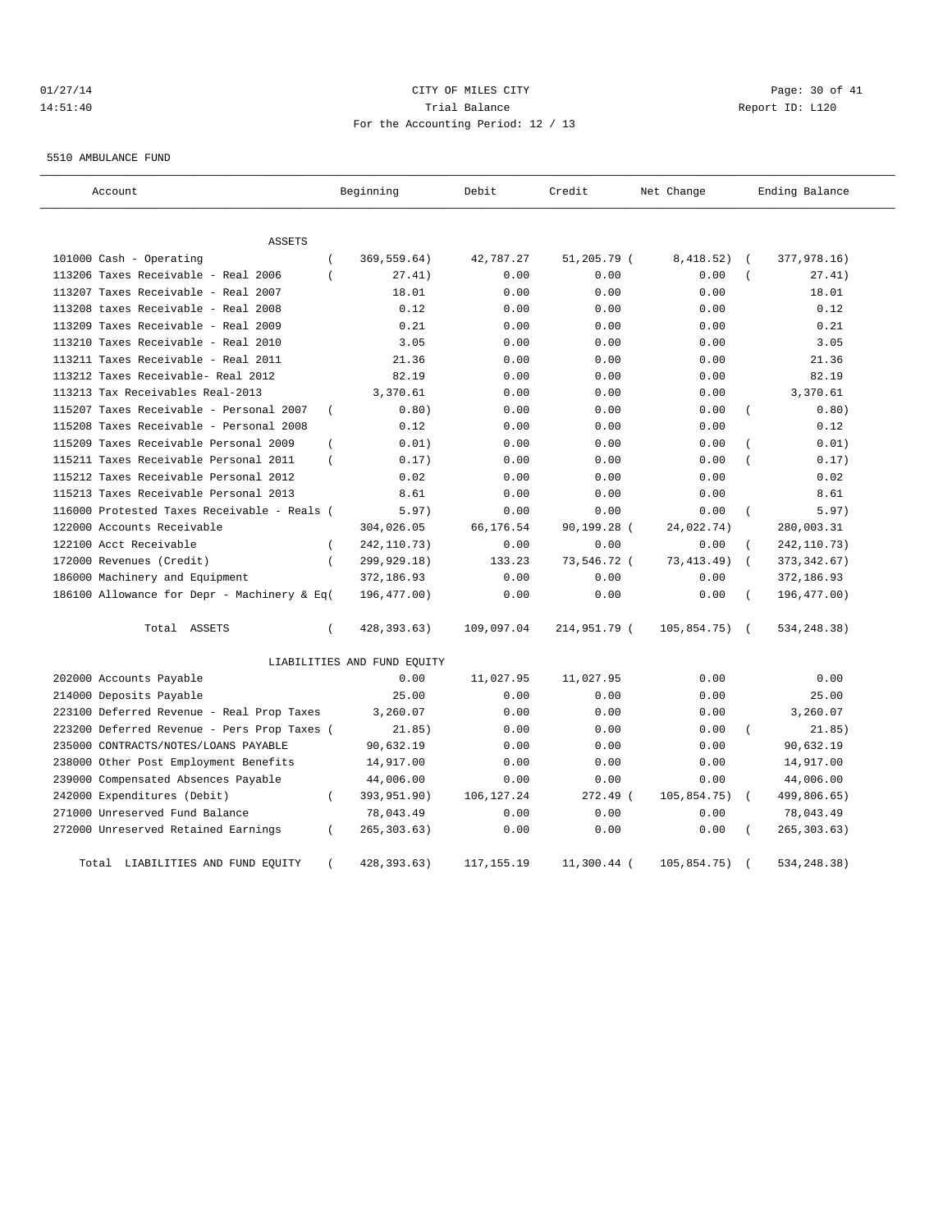CITY OF MILES CITY
Trial Balance
For the Accounting Period: 12 / 13

01/27/14
14:51:40

Report ID: L120

5510 AMBULANCE FUND

| Account | Beginning | Debit | Credit | Net Change | Ending Balance |
|---|---|---|---|---|---|
| ASSETS | | | | | |
| 101000 Cash - Operating | ( 369,559.64) | 42,787.27 | 51,205.79 | ( 8,418.52) | ( 377,978.16) |
| 113206 Taxes Receivable - Real 2006 | ( 27.41) | 0.00 | 0.00 | 0.00 | ( 27.41) |
| 113207 Taxes Receivable - Real 2007 | 18.01 | 0.00 | 0.00 | 0.00 | 18.01 |
| 113208 taxes Receivable - Real 2008 | 0.12 | 0.00 | 0.00 | 0.00 | 0.12 |
| 113209 Taxes Receivable - Real 2009 | 0.21 | 0.00 | 0.00 | 0.00 | 0.21 |
| 113210 Taxes Receivable - Real 2010 | 3.05 | 0.00 | 0.00 | 0.00 | 3.05 |
| 113211 Taxes Receivable - Real 2011 | 21.36 | 0.00 | 0.00 | 0.00 | 21.36 |
| 113212 Taxes Receivable- Real 2012 | 82.19 | 0.00 | 0.00 | 0.00 | 82.19 |
| 113213 Tax Receivables Real-2013 | 3,370.61 | 0.00 | 0.00 | 0.00 | 3,370.61 |
| 115207 Taxes Receivable - Personal 2007 | ( 0.80) | 0.00 | 0.00 | 0.00 | ( 0.80) |
| 115208 Taxes Receivable - Personal 2008 | 0.12 | 0.00 | 0.00 | 0.00 | 0.12 |
| 115209 Taxes Receivable Personal 2009 | ( 0.01) | 0.00 | 0.00 | 0.00 | ( 0.01) |
| 115211 Taxes Receivable Personal 2011 | ( 0.17) | 0.00 | 0.00 | 0.00 | ( 0.17) |
| 115212 Taxes Receivable Personal 2012 | 0.02 | 0.00 | 0.00 | 0.00 | 0.02 |
| 115213 Taxes Receivable Personal 2013 | 8.61 | 0.00 | 0.00 | 0.00 | 8.61 |
| 116000 Protested Taxes Receivable - Reals | ( 5.97) | 0.00 | 0.00 | 0.00 | ( 5.97) |
| 122000 Accounts Receivable | 304,026.05 | 66,176.54 | 90,199.28 | ( 24,022.74) | 280,003.31 |
| 122100 Acct Receivable | ( 242,110.73) | 0.00 | 0.00 | 0.00 | ( 242,110.73) |
| 172000 Revenues (Credit) | ( 299,929.18) | 133.23 | 73,546.72 | ( 73,413.49) | ( 373,342.67) |
| 186000 Machinery and Equipment | 372,186.93 | 0.00 | 0.00 | 0.00 | 372,186.93 |
| 186100 Allowance for Depr - Machinery & Eq | ( 196,477.00) | 0.00 | 0.00 | 0.00 | ( 196,477.00) |
| Total ASSETS | ( 428,393.63) | 109,097.04 | 214,951.79 | ( 105,854.75) | ( 534,248.38) |
| LIABILITIES AND FUND EQUITY | | | | | |
| 202000 Accounts Payable | 0.00 | 11,027.95 | 11,027.95 | 0.00 | 0.00 |
| 214000 Deposits Payable | 25.00 | 0.00 | 0.00 | 0.00 | 25.00 |
| 223100 Deferred Revenue - Real Prop Taxes | 3,260.07 | 0.00 | 0.00 | 0.00 | 3,260.07 |
| 223200 Deferred Revenue - Pers Prop Taxes | ( 21.85) | 0.00 | 0.00 | 0.00 | ( 21.85) |
| 235000 CONTRACTS/NOTES/LOANS PAYABLE | 90,632.19 | 0.00 | 0.00 | 0.00 | 90,632.19 |
| 238000 Other Post Employment Benefits | 14,917.00 | 0.00 | 0.00 | 0.00 | 14,917.00 |
| 239000 Compensated Absences Payable | 44,006.00 | 0.00 | 0.00 | 0.00 | 44,006.00 |
| 242000 Expenditures (Debit) | ( 393,951.90) | 106,127.24 | 272.49 | ( 105,854.75) | ( 499,806.65) |
| 271000 Unreserved Fund Balance | 78,043.49 | 0.00 | 0.00 | 0.00 | 78,043.49 |
| 272000 Unreserved Retained Earnings | ( 265,303.63) | 0.00 | 0.00 | 0.00 | ( 265,303.63) |
| Total LIABILITIES AND FUND EQUITY | ( 428,393.63) | 117,155.19 | 11,300.44 | ( 105,854.75) | ( 534,248.38) |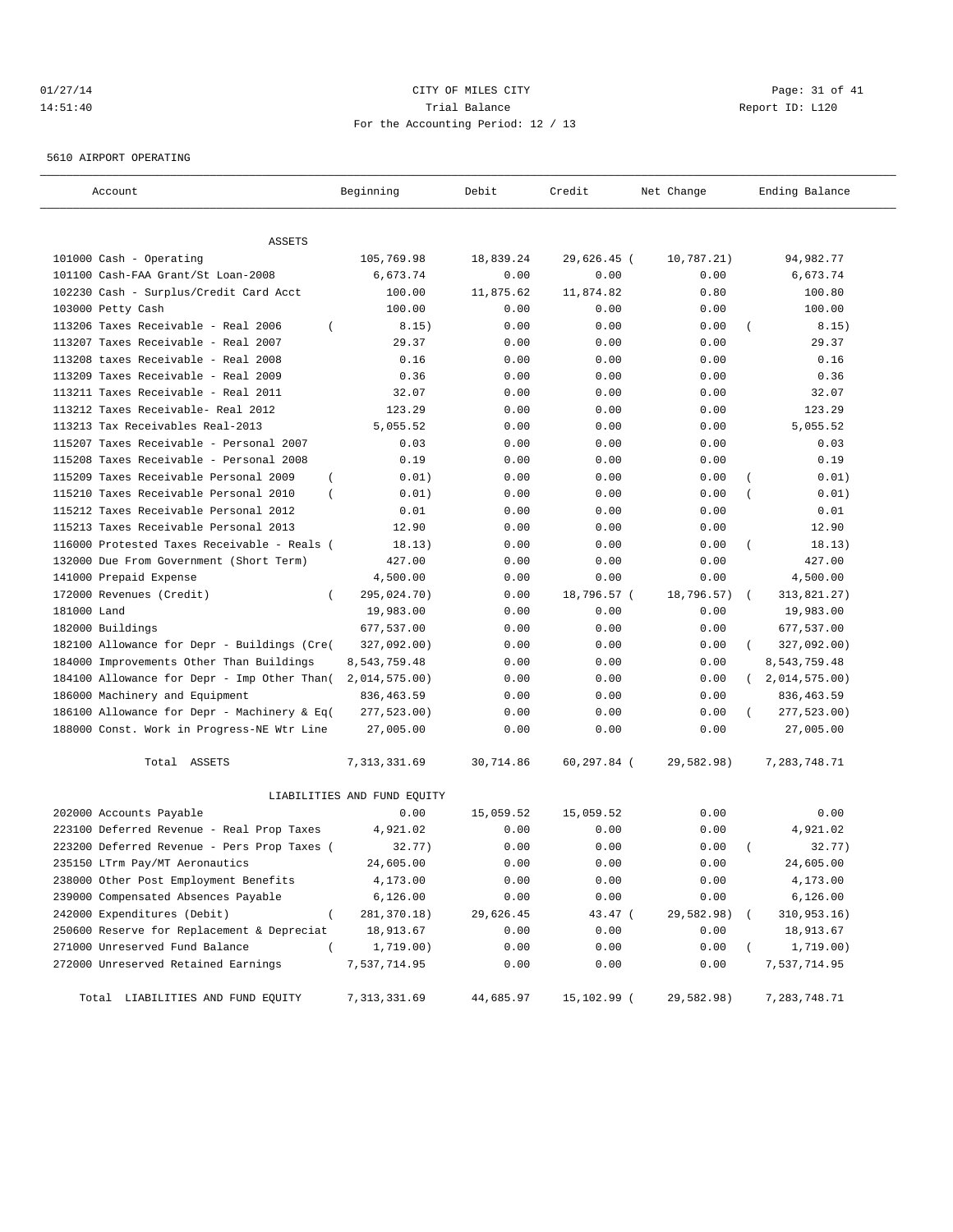CITY OF MILES CITY
Trial Balance
For the Accounting Period: 12 / 13

5610 AIRPORT OPERATING

| Account | Beginning | Debit | Credit | Net Change | Ending Balance |
|---|---|---|---|---|---|
| ASSETS | | | | | |
| 101000 Cash - Operating | 105,769.98 | 18,839.24 | 29,626.45 | (10,787.21) | 94,982.77 |
| 101100 Cash-FAA Grant/St Loan-2008 | 6,673.74 | 0.00 | 0.00 | 0.00 | 6,673.74 |
| 102230 Cash - Surplus/Credit Card Acct | 100.00 | 11,875.62 | 11,874.82 | 0.80 | 100.80 |
| 103000 Petty Cash | 100.00 | 0.00 | 0.00 | 0.00 | 100.00 |
| 113206 Taxes Receivable - Real 2006 | (8.15) | 0.00 | 0.00 | 0.00 | (8.15) |
| 113207 Taxes Receivable - Real 2007 | 29.37 | 0.00 | 0.00 | 0.00 | 29.37 |
| 113208 taxes Receivable - Real 2008 | 0.16 | 0.00 | 0.00 | 0.00 | 0.16 |
| 113209 Taxes Receivable - Real 2009 | 0.36 | 0.00 | 0.00 | 0.00 | 0.36 |
| 113211 Taxes Receivable - Real 2011 | 32.07 | 0.00 | 0.00 | 0.00 | 32.07 |
| 113212 Taxes Receivable- Real 2012 | 123.29 | 0.00 | 0.00 | 0.00 | 123.29 |
| 113213 Tax Receivables Real-2013 | 5,055.52 | 0.00 | 0.00 | 0.00 | 5,055.52 |
| 115207 Taxes Receivable - Personal 2007 | 0.03 | 0.00 | 0.00 | 0.00 | 0.03 |
| 115208 Taxes Receivable - Personal 2008 | 0.19 | 0.00 | 0.00 | 0.00 | 0.19 |
| 115209 Taxes Receivable Personal 2009 | (0.01) | 0.00 | 0.00 | 0.00 | (0.01) |
| 115210 Taxes Receivable Personal 2010 | (0.01) | 0.00 | 0.00 | 0.00 | (0.01) |
| 115212 Taxes Receivable Personal 2012 | 0.01 | 0.00 | 0.00 | 0.00 | 0.01 |
| 115213 Taxes Receivable Personal 2013 | 12.90 | 0.00 | 0.00 | 0.00 | 12.90 |
| 116000 Protested Taxes Receivable - Reals | (18.13) | 0.00 | 0.00 | 0.00 | (18.13) |
| 132000 Due From Government (Short Term) | 427.00 | 0.00 | 0.00 | 0.00 | 427.00 |
| 141000 Prepaid Expense | 4,500.00 | 0.00 | 0.00 | 0.00 | 4,500.00 |
| 172000 Revenues (Credit) | (295,024.70) | 0.00 | 18,796.57 | (18,796.57) | (313,821.27) |
| 181000 Land | 19,983.00 | 0.00 | 0.00 | 0.00 | 19,983.00 |
| 182000 Buildings | 677,537.00 | 0.00 | 0.00 | 0.00 | 677,537.00 |
| 182100 Allowance for Depr - Buildings (Cre | (327,092.00) | 0.00 | 0.00 | 0.00 | (327,092.00) |
| 184000 Improvements Other Than Buildings | 8,543,759.48 | 0.00 | 0.00 | 0.00 | 8,543,759.48 |
| 184100 Allowance for Depr - Imp Other Than | (2,014,575.00) | 0.00 | 0.00 | 0.00 | (2,014,575.00) |
| 186000 Machinery and Equipment | 836,463.59 | 0.00 | 0.00 | 0.00 | 836,463.59 |
| 186100 Allowance for Depr - Machinery & Eq | (277,523.00) | 0.00 | 0.00 | 0.00 | (277,523.00) |
| 188000 Const. Work in Progress-NE Wtr Line | 27,005.00 | 0.00 | 0.00 | 0.00 | 27,005.00 |
| Total ASSETS | 7,313,331.69 | 30,714.86 | 60,297.84 | (29,582.98) | 7,283,748.71 |
| LIABILITIES AND FUND EQUITY | | | | | |
| 202000 Accounts Payable | 0.00 | 15,059.52 | 15,059.52 | 0.00 | 0.00 |
| 223100 Deferred Revenue - Real Prop Taxes | 4,921.02 | 0.00 | 0.00 | 0.00 | 4,921.02 |
| 223200 Deferred Revenue - Pers Prop Taxes | (32.77) | 0.00 | 0.00 | 0.00 | (32.77) |
| 235150 LTrm Pay/MT Aeronautics | 24,605.00 | 0.00 | 0.00 | 0.00 | 24,605.00 |
| 238000 Other Post Employment Benefits | 4,173.00 | 0.00 | 0.00 | 0.00 | 4,173.00 |
| 239000 Compensated Absences Payable | 6,126.00 | 0.00 | 0.00 | 0.00 | 6,126.00 |
| 242000 Expenditures (Debit) | (281,370.18) | 29,626.45 | 43.47 | (29,582.98) | (310,953.16) |
| 250600 Reserve for Replacement & Depreciat | 18,913.67 | 0.00 | 0.00 | 0.00 | 18,913.67 |
| 271000 Unreserved Fund Balance | (1,719.00) | 0.00 | 0.00 | 0.00 | (1,719.00) |
| 272000 Unreserved Retained Earnings | 7,537,714.95 | 0.00 | 0.00 | 0.00 | 7,537,714.95 |
| Total LIABILITIES AND FUND EQUITY | 7,313,331.69 | 44,685.97 | 15,102.99 | (29,582.98) | 7,283,748.71 |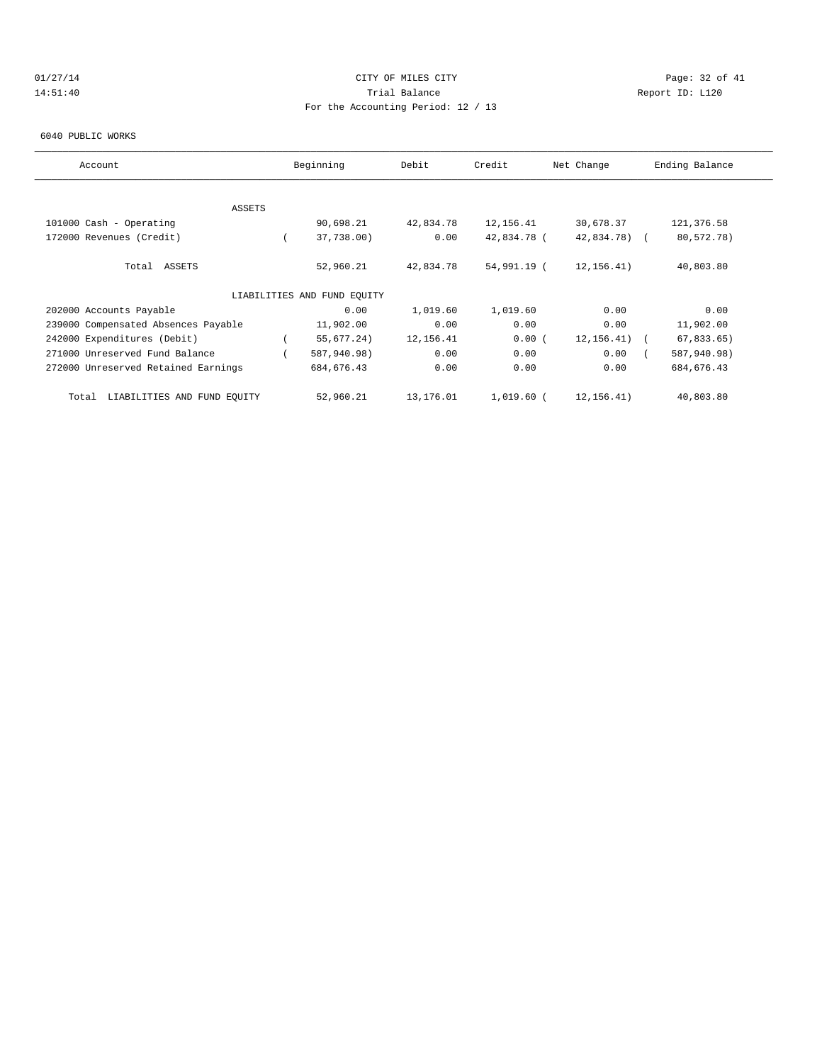CITY OF MILES CITY
Trial Balance
For the Accounting Period: 12 / 13

01/27/14
14:51:40

Report ID: L120

6040 PUBLIC WORKS

| Account | Beginning | Debit | Credit | Net Change | Ending Balance |
|---|---|---|---|---|---|
| ASSETS | | | | | |
| 101000 Cash - Operating | 90,698.21 | 42,834.78 | 12,156.41 | 30,678.37 | 121,376.58 |
| 172000 Revenues (Credit) | ( 37,738.00) | 0.00 | 42,834.78 | ( 42,834.78) | ( 80,572.78) |
| Total ASSETS | 52,960.21 | 42,834.78 | 54,991.19 | ( 12,156.41) | 40,803.80 |
| LIABILITIES AND FUND EQUITY | | | | | |
| 202000 Accounts Payable | 0.00 | 1,019.60 | 1,019.60 | 0.00 | 0.00 |
| 239000 Compensated Absences Payable | 11,902.00 | 0.00 | 0.00 | 0.00 | 11,902.00 |
| 242000 Expenditures (Debit) | ( 55,677.24) | 12,156.41 | 0.00 | ( 12,156.41) | ( 67,833.65) |
| 271000 Unreserved Fund Balance | ( 587,940.98) | 0.00 | 0.00 | 0.00 | ( 587,940.98) |
| 272000 Unreserved Retained Earnings | 684,676.43 | 0.00 | 0.00 | 0.00 | 684,676.43 |
| Total LIABILITIES AND FUND EQUITY | 52,960.21 | 13,176.01 | 1,019.60 | ( 12,156.41) | 40,803.80 |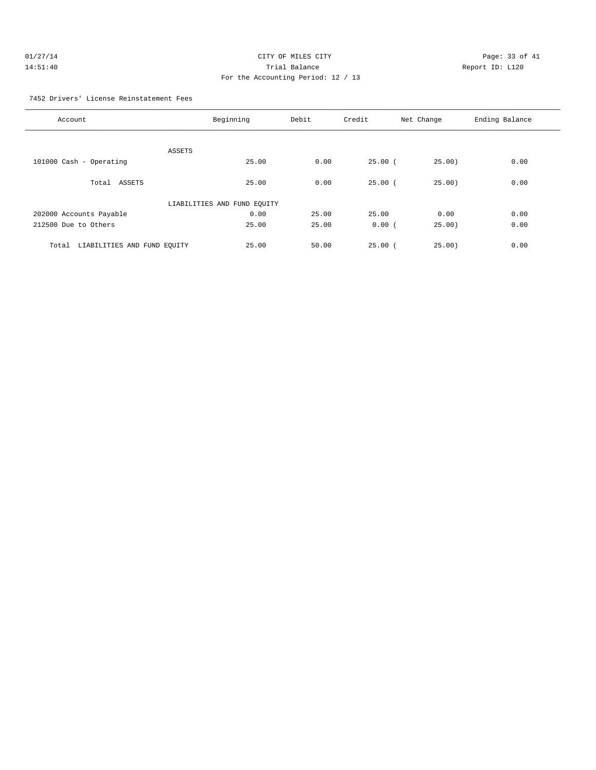CITY OF MILES CITY
Trial Balance
For the Accounting Period: 12 / 13

01/27/14
14:51:40

Report ID: L120

7452 Drivers' License Reinstatement Fees

| Account | Beginning | Debit | Credit | Net Change | Ending Balance |
|---|---|---|---|---|---|
| ASSETS | | | | | |
| 101000 Cash - Operating | 25.00 | 0.00 | 25.00 | ( 25.00) | 0.00 |
| Total ASSETS | 25.00 | 0.00 | 25.00 | ( 25.00) | 0.00 |
| LIABILITIES AND FUND EQUITY | | | | | |
| 202000 Accounts Payable | 0.00 | 25.00 | 25.00 | 0.00 | 0.00 |
| 212500 Due to Others | 25.00 | 25.00 | 0.00 | ( 25.00) | 0.00 |
| Total LIABILITIES AND FUND EQUITY | 25.00 | 50.00 | 25.00 | ( 25.00) | 0.00 |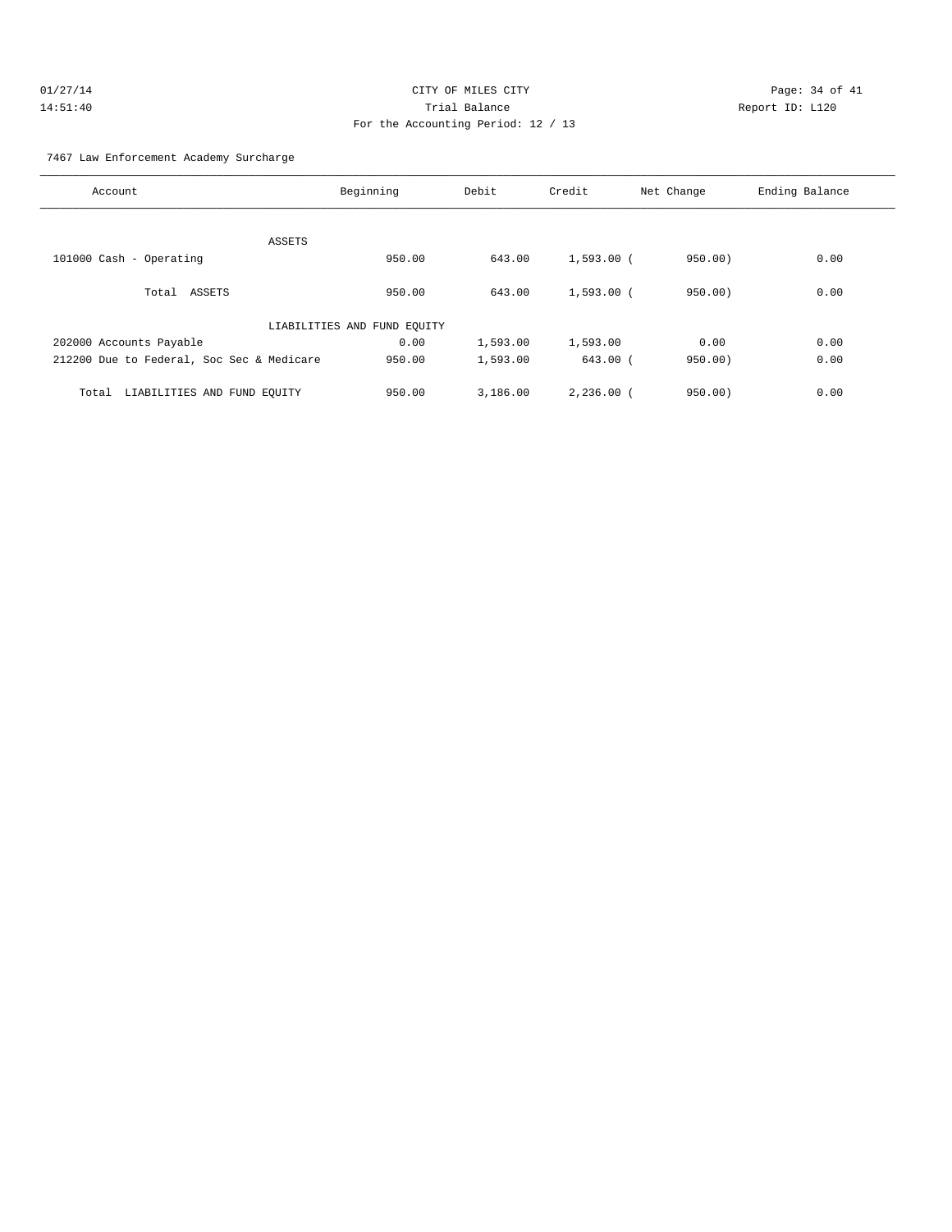CITY OF MILES CITY
Trial Balance
For the Accounting Period: 12 / 13

01/27/14
14:51:40

Report ID: L120

7467 Law Enforcement Academy Surcharge

| Account | Beginning | Debit | Credit | Net Change | Ending Balance |
|---|---|---|---|---|---|
| ASSETS | | | | | |
| 101000 Cash - Operating | 950.00 | 643.00 | 1,593.00 | ( 950.00) | 0.00 |
| Total ASSETS | 950.00 | 643.00 | 1,593.00 | ( 950.00) | 0.00 |
| LIABILITIES AND FUND EQUITY | | | | | |
| 202000 Accounts Payable | 0.00 | 1,593.00 | 1,593.00 | 0.00 | 0.00 |
| 212200 Due to Federal, Soc Sec & Medicare | 950.00 | 1,593.00 | 643.00 | ( 950.00) | 0.00 |
| Total LIABILITIES AND FUND EQUITY | 950.00 | 3,186.00 | 2,236.00 | ( 950.00) | 0.00 |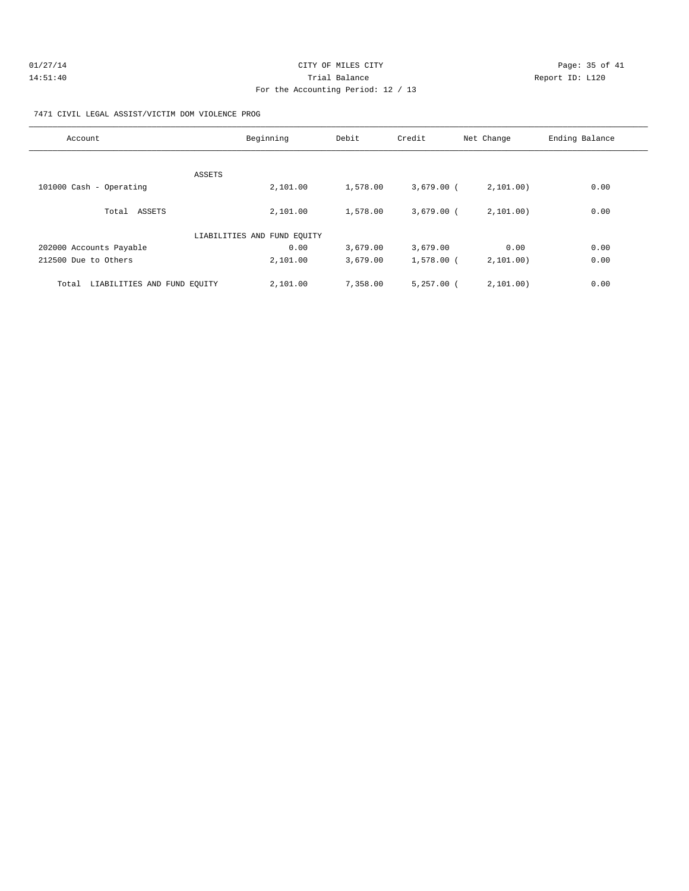CITY OF MILES CITY

Trial Balance

For the Accounting Period: 12 / 13

01/27/14 14:51:40 — Report ID: L120

7471 CIVIL LEGAL ASSIST/VICTIM DOM VIOLENCE PROG

| Account | Beginning | Debit | Credit | Net Change | Ending Balance |
|---|---|---|---|---|---|
| ASSETS | | | | | |
| 101000 Cash - Operating | 2,101.00 | 1,578.00 | 3,679.00 | ( 2,101.00) | 0.00 |
| Total ASSETS | 2,101.00 | 1,578.00 | 3,679.00 | ( 2,101.00) | 0.00 |
| LIABILITIES AND FUND EQUITY | | | | | |
| 202000 Accounts Payable | 0.00 | 3,679.00 | 3,679.00 | 0.00 | 0.00 |
| 212500 Due to Others | 2,101.00 | 3,679.00 | 1,578.00 | ( 2,101.00) | 0.00 |
| Total LIABILITIES AND FUND EQUITY | 2,101.00 | 7,358.00 | 5,257.00 | ( 2,101.00) | 0.00 |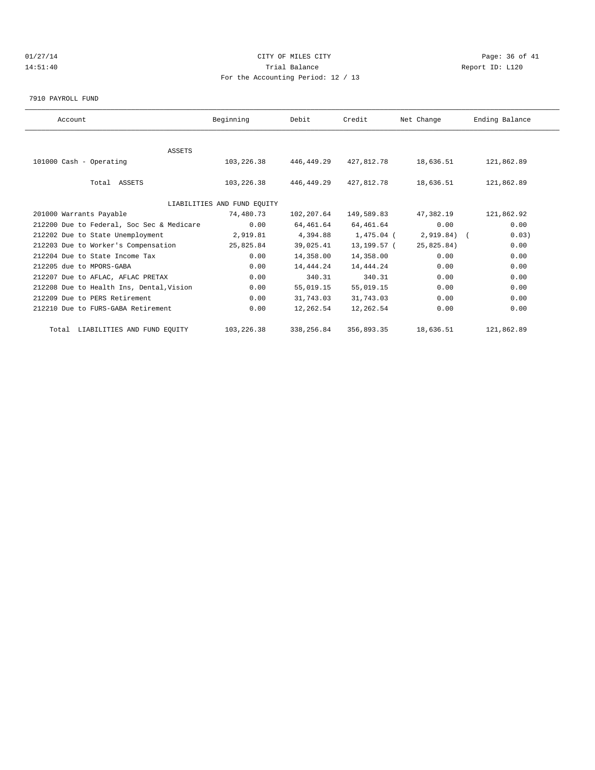CITY OF MILES CITY
Trial Balance
For the Accounting Period: 12 / 13

01/27/14
14:51:40

Report ID: L120

7910 PAYROLL FUND

| Account | Beginning | Debit | Credit | Net Change | Ending Balance |
|---|---|---|---|---|---|
| ASSETS | | | | | |
| 101000 Cash - Operating | 103,226.38 | 446,449.29 | 427,812.78 | 18,636.51 | 121,862.89 |
| Total ASSETS | 103,226.38 | 446,449.29 | 427,812.78 | 18,636.51 | 121,862.89 |
| LIABILITIES AND FUND EQUITY | | | | | |
| 201000 Warrants Payable | 74,480.73 | 102,207.64 | 149,589.83 | 47,382.19 | 121,862.92 |
| 212200 Due to Federal, Soc Sec & Medicare | 0.00 | 64,461.64 | 64,461.64 | 0.00 | 0.00 |
| 212202 Due to State Unemployment | 2,919.81 | 4,394.88 | 1,475.04 | ( 2,919.84) | ( 0.03) |
| 212203 Due to Worker's Compensation | 25,825.84 | 39,025.41 | 13,199.57 | ( 25,825.84) | 0.00 |
| 212204 Due to State Income Tax | 0.00 | 14,358.00 | 14,358.00 | 0.00 | 0.00 |
| 212205 due to MPORS-GABA | 0.00 | 14,444.24 | 14,444.24 | 0.00 | 0.00 |
| 212207 Due to AFLAC, AFLAC PRETAX | 0.00 | 340.31 | 340.31 | 0.00 | 0.00 |
| 212208 Due to Health Ins, Dental,Vision | 0.00 | 55,019.15 | 55,019.15 | 0.00 | 0.00 |
| 212209 Due to PERS Retirement | 0.00 | 31,743.03 | 31,743.03 | 0.00 | 0.00 |
| 212210 Due to FURS-GABA Retirement | 0.00 | 12,262.54 | 12,262.54 | 0.00 | 0.00 |
| Total LIABILITIES AND FUND EQUITY | 103,226.38 | 338,256.84 | 356,893.35 | 18,636.51 | 121,862.89 |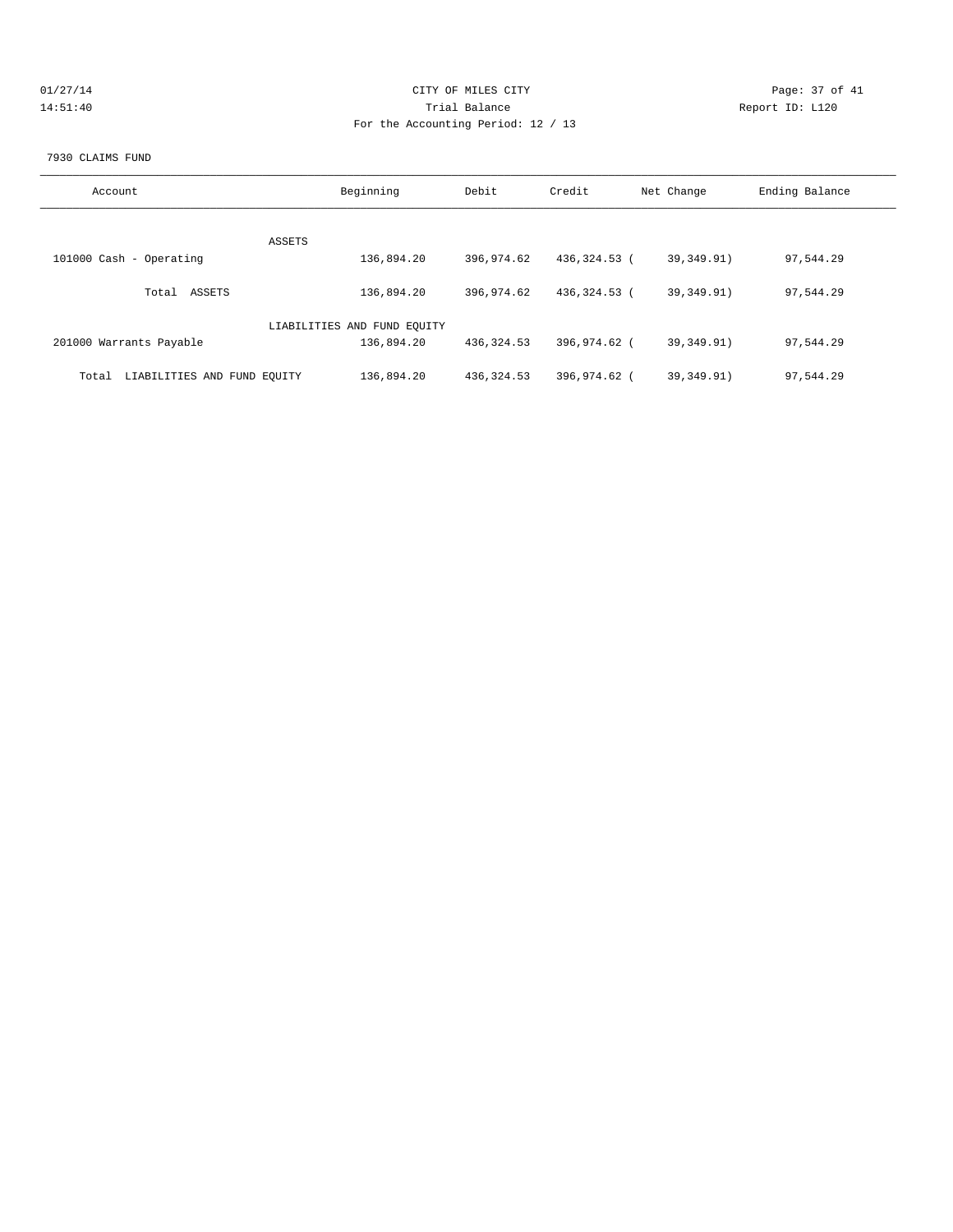01/27/14 CITY OF MILES CITY

14:51:40 Trial Balance Report ID: L120

For the Accounting Period: 12 / 13

7930 CLAIMS FUND

| Account | Beginning | Debit | Credit | Net Change | Ending Balance |
|---|---|---|---|---|---|
| ASSETS | | | | | |
| 101000 Cash - Operating | 136,894.20 | 396,974.62 | 436,324.53 | ( 39,349.91) | 97,544.29 |
| Total ASSETS | 136,894.20 | 396,974.62 | 436,324.53 | ( 39,349.91) | 97,544.29 |
| LIABILITIES AND FUND EQUITY | | | | | |
| 201000 Warrants Payable | 136,894.20 | 436,324.53 | 396,974.62 | ( 39,349.91) | 97,544.29 |
| Total LIABILITIES AND FUND EQUITY | 136,894.20 | 436,324.53 | 396,974.62 | ( 39,349.91) | 97,544.29 |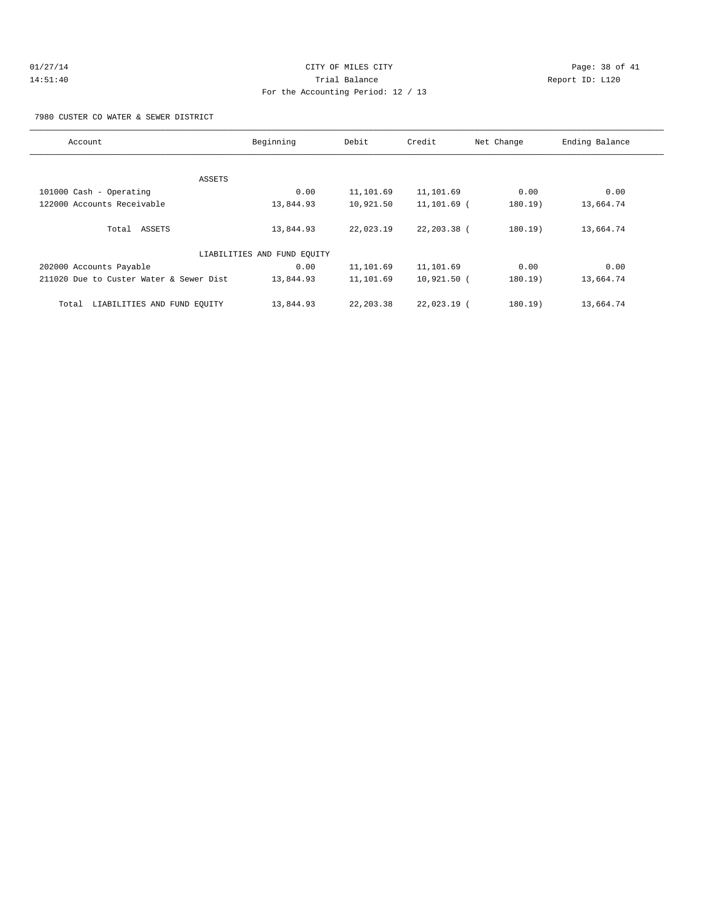CITY OF MILES CITY
Trial Balance
For the Accounting Period: 12 / 13

01/27/14
14:51:40

Report ID: L120

7980 CUSTER CO WATER & SEWER DISTRICT

| Account | Beginning | Debit | Credit | Net Change | Ending Balance |
|---|---|---|---|---|---|
| ASSETS | | | | | |
| 101000 Cash - Operating | 0.00 | 11,101.69 | 11,101.69 | 0.00 | 0.00 |
| 122000 Accounts Receivable | 13,844.93 | 10,921.50 | 11,101.69 | ( 180.19) | 13,664.74 |
| Total ASSETS | 13,844.93 | 22,023.19 | 22,203.38 | ( 180.19) | 13,664.74 |
| LIABILITIES AND FUND EQUITY | | | | | |
| 202000 Accounts Payable | 0.00 | 11,101.69 | 11,101.69 | 0.00 | 0.00 |
| 211020 Due to Custer Water & Sewer Dist | 13,844.93 | 11,101.69 | 10,921.50 | ( 180.19) | 13,664.74 |
| Total LIABILITIES AND FUND EQUITY | 13,844.93 | 22,203.38 | 22,023.19 | ( 180.19) | 13,664.74 |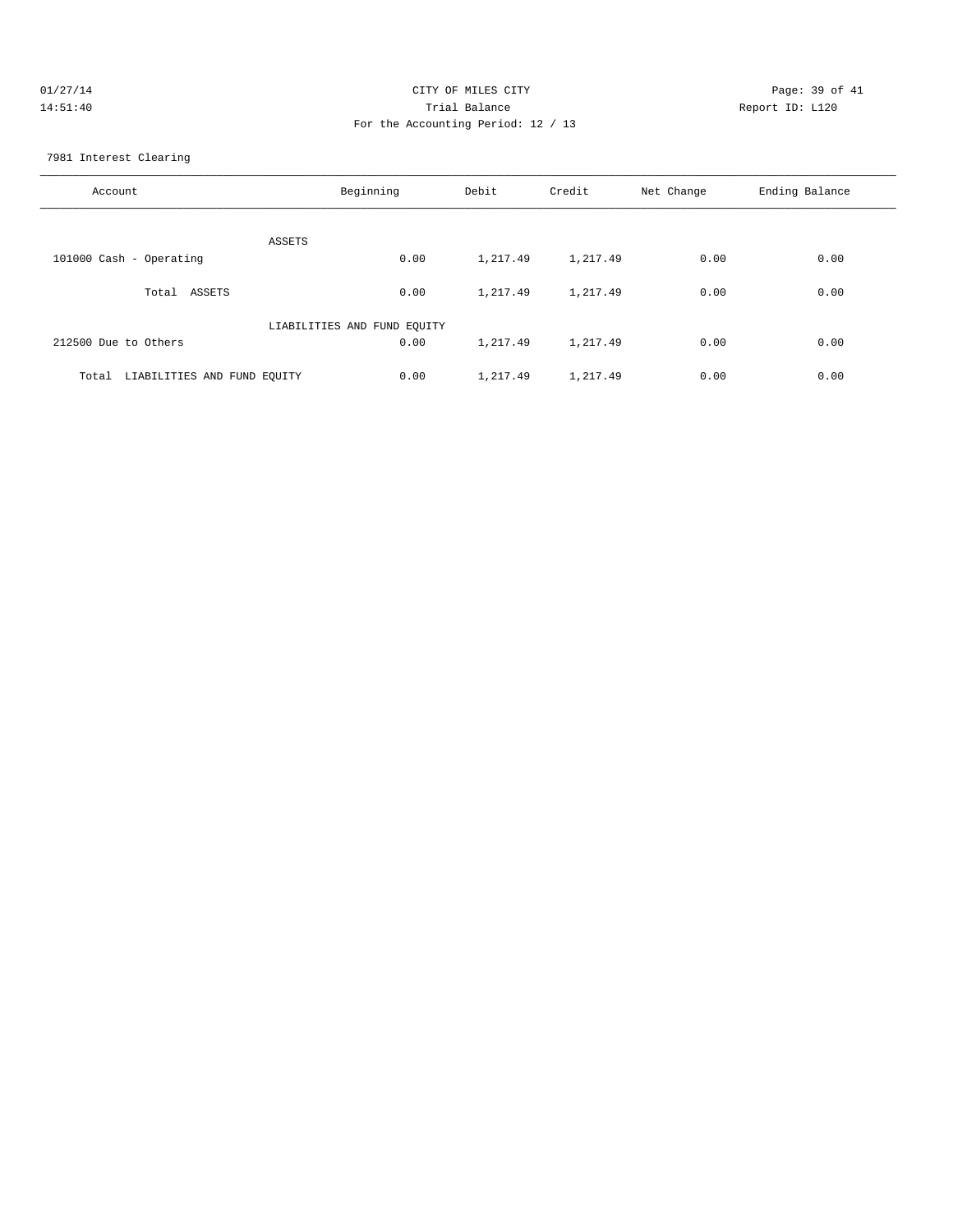CITY OF MILES CITY
Trial Balance
For the Accounting Period: 12 / 13

01/27/14
14:51:40

Report ID: L120

7981 Interest Clearing

| Account | Beginning | Debit | Credit | Net Change | Ending Balance |
|---|---|---|---|---|---|
| ASSETS | | | | | |
| 101000 Cash - Operating | 0.00 | 1,217.49 | 1,217.49 | 0.00 | 0.00 |
| Total ASSETS | 0.00 | 1,217.49 | 1,217.49 | 0.00 | 0.00 |
| LIABILITIES AND FUND EQUITY | | | | | |
| 212500 Due to Others | 0.00 | 1,217.49 | 1,217.49 | 0.00 | 0.00 |
| Total LIABILITIES AND FUND EQUITY | 0.00 | 1,217.49 | 1,217.49 | 0.00 | 0.00 |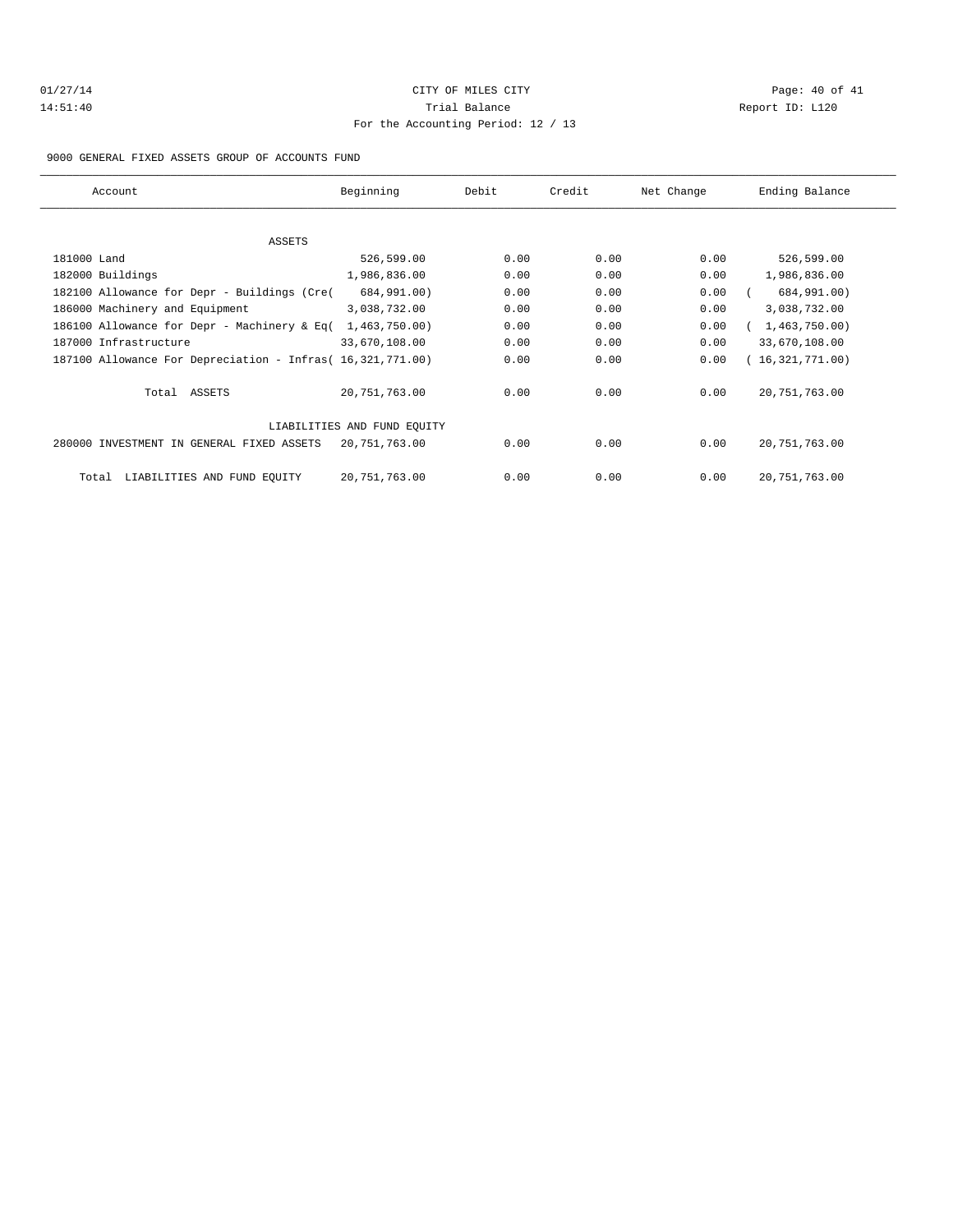01/27/14 CITY OF MILES CITY
14:51:40 Trial Balance Report ID: L120
For the Accounting Period: 12 / 13

9000 GENERAL FIXED ASSETS GROUP OF ACCOUNTS FUND

| Account | Beginning | Debit | Credit | Net Change | Ending Balance |
|---|---|---|---|---|---|
| ASSETS | | | | | |
| 181000 Land | 526,599.00 | 0.00 | 0.00 | 0.00 | 526,599.00 |
| 182000 Buildings | 1,986,836.00 | 0.00 | 0.00 | 0.00 | 1,986,836.00 |
| 182100 Allowance for Depr - Buildings (Cre( | 684,991.00) | 0.00 | 0.00 | 0.00 | ( 684,991.00) |
| 186000 Machinery and Equipment | 3,038,732.00 | 0.00 | 0.00 | 0.00 | 3,038,732.00 |
| 186100 Allowance for Depr - Machinery & Eq( | 1,463,750.00) | 0.00 | 0.00 | 0.00 | ( 1,463,750.00) |
| 187000 Infrastructure | 33,670,108.00 | 0.00 | 0.00 | 0.00 | 33,670,108.00 |
| 187100 Allowance For Depreciation - Infras( | 16,321,771.00) | 0.00 | 0.00 | 0.00 | ( 16,321,771.00) |
| Total ASSETS | 20,751,763.00 | 0.00 | 0.00 | 0.00 | 20,751,763.00 |
| LIABILITIES AND FUND EQUITY | | | | | |
| 280000 INVESTMENT IN GENERAL FIXED ASSETS | 20,751,763.00 | 0.00 | 0.00 | 0.00 | 20,751,763.00 |
| Total LIABILITIES AND FUND EQUITY | 20,751,763.00 | 0.00 | 0.00 | 0.00 | 20,751,763.00 |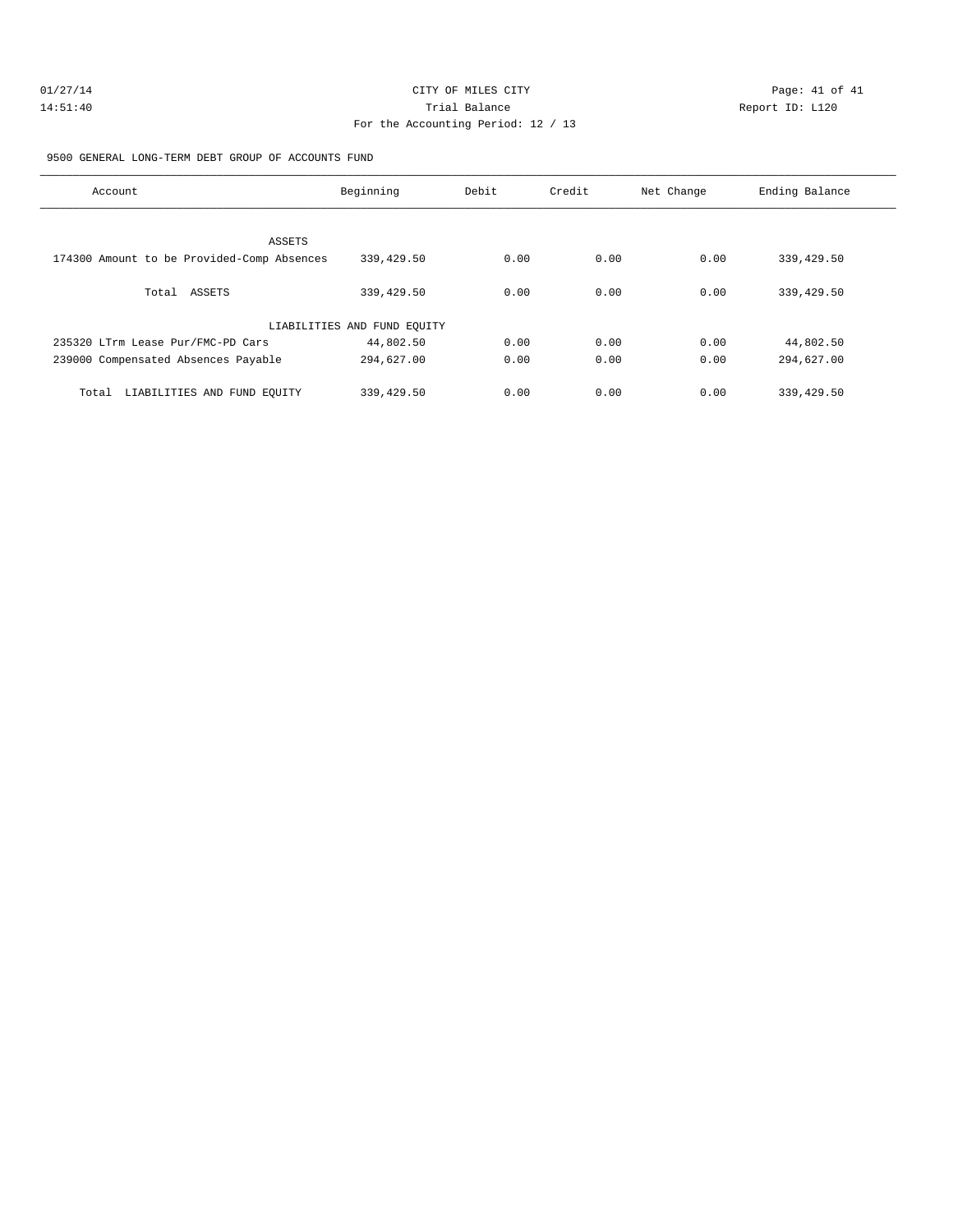CITY OF MILES CITY
Trial Balance
For the Accounting Period: 12 / 13

01/27/14
14:51:40

Report ID: L120

9500 GENERAL LONG-TERM DEBT GROUP OF ACCOUNTS FUND

| Account | Beginning | Debit | Credit | Net Change | Ending Balance |
|---|---|---|---|---|---|
| ASSETS | | | | | |
| 174300 Amount to be Provided-Comp Absences | 339,429.50 | 0.00 | 0.00 | 0.00 | 339,429.50 |
| Total ASSETS | 339,429.50 | 0.00 | 0.00 | 0.00 | 339,429.50 |
| LIABILITIES AND FUND EQUITY | | | | | |
| 235320 LTrm Lease Pur/FMC-PD Cars | 44,802.50 | 0.00 | 0.00 | 0.00 | 44,802.50 |
| 239000 Compensated Absences Payable | 294,627.00 | 0.00 | 0.00 | 0.00 | 294,627.00 |
| Total LIABILITIES AND FUND EQUITY | 339,429.50 | 0.00 | 0.00 | 0.00 | 339,429.50 |